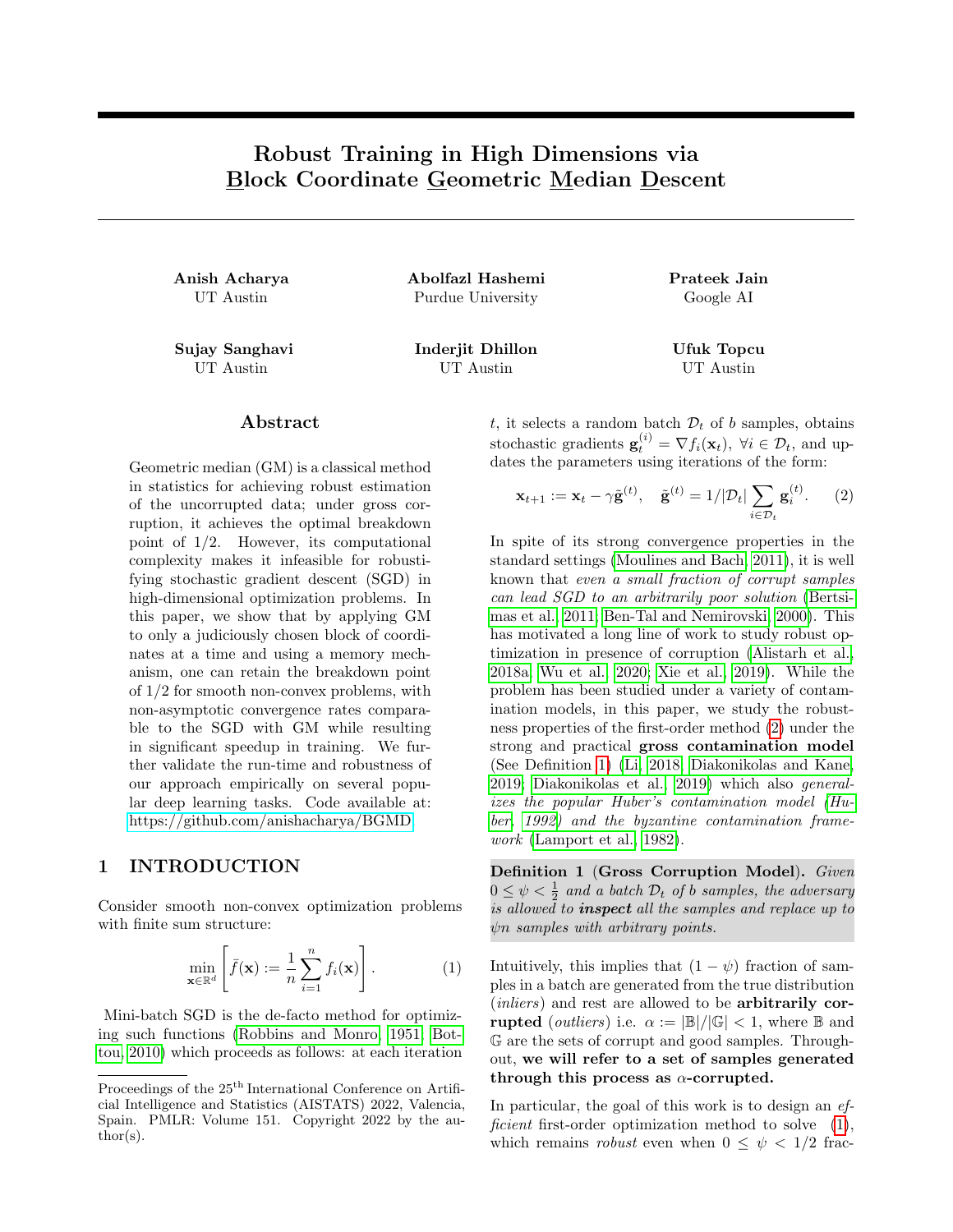# Robust Training in High Dimensions via <u>B</u>lock Coordinate <u>G</u>eometric <u>M</u>edian <u>D</u>escent

**Anish Acharya**
UT Austin

**Abolfazl Hashemi**
Purdue University

**Prateek Jain**
Google AI

**Sujay Sanghavi**
UT Austin

**Inderjit Dhillon**
UT Austin

**Ufuk Topcu**
UT Austin

## Abstract

Geometric median (GM) is a classical method in statistics for achieving robust estimation of the uncorrupted data; under gross corruption, it achieves the optimal breakdown point of 1/2. However, its computational complexity makes it infeasible for robustifying stochastic gradient descent (SGD) in high-dimensional optimization problems. In this paper, we show that by applying GM to only a judiciously chosen block of coordinates at a time and using a memory mechanism, one can retain the breakdown point of 1/2 for smooth non-convex problems, with non-asymptotic convergence rates comparable to the SGD with GM while resulting in significant speedup in training. We further validate the run-time and robustness of our approach empirically on several popular deep learning tasks. Code available at: https://github.com/anishacharya/BGMD

## 1 INTRODUCTION

Consider smooth non-convex optimization problems with finite sum structure:

$$\min_{\mathbf{x}\in\mathbb{R}^d}\left[\bar{f}(\mathbf{x}) := \frac{1}{n}\sum_{i=1}^{n} f_i(\mathbf{x})\right]. \tag{1}$$

Mini-batch SGD is the de-facto method for optimizing such functions (Robbins and Monro, 1951; Bottou, 2010) which proceeds as follows: at each iteration $t$, it selects a random batch $\mathcal{D}_t$ of $b$ samples, obtains stochastic gradients $\mathbf{g}_t^{(i)} = \nabla f_i(\mathbf{x}_t)$, $\forall i \in \mathcal{D}_t$, and updates the parameters using iterations of the form:

$$\mathbf{x}_{t+1} := \mathbf{x}_t - \gamma\tilde{\mathbf{g}}^{(t)}, \quad \tilde{\mathbf{g}}^{(t)} = 1/|\mathcal{D}_t|\sum_{i\in\mathcal{D}_t}\mathbf{g}_i^{(t)}. \tag{2}$$

In spite of its strong convergence properties in the standard settings (Moulines and Bach, 2011), it is well known that *even a small fraction of corrupt samples can lead SGD to an arbitrarily poor solution* (Bertsimas et al., 2011; Ben-Tal and Nemirovski, 2000). This has motivated a long line of work to study robust optimization in presence of corruption (Alistarh et al., 2018a; Wu et al., 2020; Xie et al., 2019). While the problem has been studied under a variety of contamination models, in this paper, we study the robustness properties of the first-order method (2) under the strong and practical **gross contamination model** (See Definition 1) (Li, 2018; Diakonikolas and Kane, 2019; Diakonikolas et al., 2019) which also *generalizes the popular Huber's contamination model (Huber, 1992) and the byzantine contamination framework* (Lamport et al., 1982).

**Definition 1 (Gross Corruption Model).** *Given $0 \le \psi < \frac{1}{2}$ and a batch $\mathcal{D}_t$ of $b$ samples, the adversary is allowed to **inspect** all the samples and replace up to $\psi n$ samples with arbitrary points.*

Intuitively, this implies that $(1-\psi)$ fraction of samples in a batch are generated from the true distribution (*inliers*) and rest are allowed to be **arbitrarily corrupted** (*outliers*) i.e. $\alpha := |\mathbb{B}|/|\mathbb{G}| < 1$, where $\mathbb{B}$ and $\mathbb{G}$ are the sets of corrupt and good samples. Throughout, **we will refer to a set of samples generated through this process as $\alpha$-corrupted.**

In particular, the goal of this work is to design an *efficient* first-order optimization method to solve (1), which remains *robust* even when $0 \le \psi < 1/2$ frac-

Proceedings of the 25[th] International Conference on Artificial Intelligence and Statistics (AISTATS) 2022, Valencia, Spain. PMLR: Volume 151. Copyright 2022 by the author(s).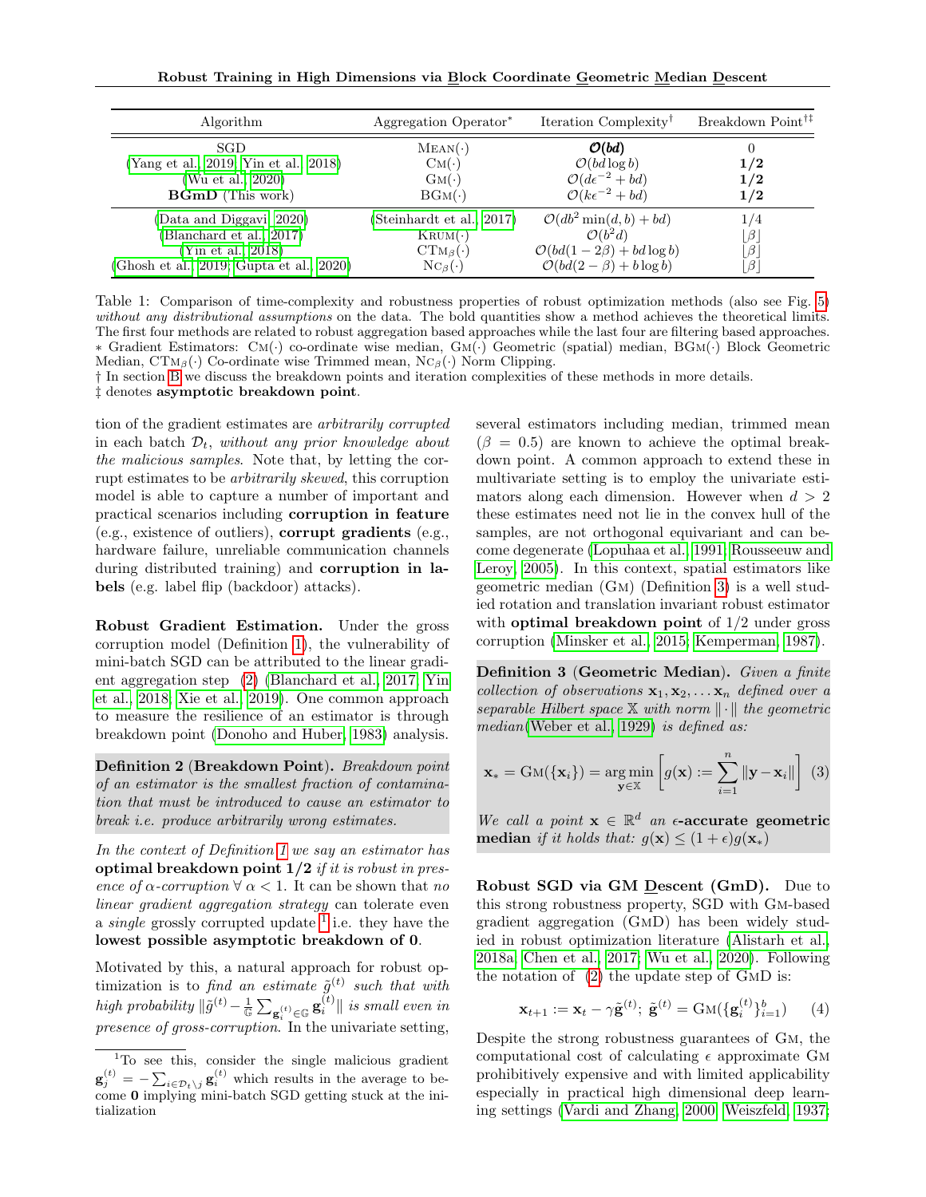| Algorithm | Aggregation Operator* | Iteration Complexity† | Breakdown Point†‡ |
|---|---|---|---|
| SGD | Mean(·) | $\boldsymbol{\mathcal{O}(bd)}$ | 0 |
| (Yang et al., 2019; Yin et al., 2018) | Cm(·) | $\mathcal{O}(bd\log b)$ | **1/2** |
| (Wu et al., 2020) | Gm(·) | $\mathcal{O}(d\epsilon^{-2} + bd)$ | **1/2** |
| **BGmD** (This work) | BGm(·) | $\mathcal{O}(k\epsilon^{-2} + bd)$ | **1/2** |
| (Data and Diggavi, 2020) | (Steinhardt et al., 2017) | $\mathcal{O}(db^2\min(d, b) + bd)$ | 1/4 |
| (Blanchard et al., 2017) | Krum(·) | $\mathcal{O}(b^2 d)$ | $\lfloor\beta\rfloor$ |
| (Yin et al., 2018) | CTm$_\beta$(·) | $\mathcal{O}(bd(1-2\beta) + bd\log b)$ | $\lfloor\beta\rfloor$ |
| (Ghosh et al., 2019; Gupta et al., 2020) | Nc$_\beta$(·) | $\mathcal{O}(bd(2-\beta) + b\log b)$ | $\lfloor\beta\rfloor$ |

Table 1: Comparison of time-complexity and robustness properties of robust optimization methods (also see Fig. 5) *without any distributional assumptions* on the data. The bold quantities show a method achieves the theoretical limits. The first four methods are related to robust aggregation based approaches while the last four are filtering based approaches.
∗ Gradient Estimators: Cm(·) co-ordinate wise median, Gm(·) Geometric (spatial) median, BGm(·) Block Geometric Median, CTm$_\beta$(·) Co-ordinate wise Trimmed mean, Nc$_\beta$(·) Norm Clipping.
† In section B we discuss the breakdown points and iteration complexities of these methods in more details.
‡ denotes **asymptotic breakdown point**.

tion of the gradient estimates are *arbitrarily corrupted* in each batch $\mathcal{D}_t$, *without any prior knowledge about the malicious samples*. Note that, by letting the corrupt estimates to be *arbitrarily skewed*, this corruption model is able to capture a number of important and practical scenarios including **corruption in feature** (e.g., existence of outliers), **corrupt gradients** (e.g., hardware failure, unreliable communication channels during distributed training) and **corruption in labels** (e.g. label flip (backdoor) attacks).

**Robust Gradient Estimation.** Under the gross corruption model (Definition 1), the vulnerability of mini-batch SGD can be attributed to the linear gradient aggregation step (2) (Blanchard et al., 2017; Yin et al., 2018; Xie et al., 2019). One common approach to measure the resilience of an estimator is through breakdown point (Donoho and Huber, 1983) analysis.

**Definition 2** (**Breakdown Point**). *Breakdown point of an estimator is the smallest fraction of contamination that must be introduced to cause an estimator to break i.e. produce arbitrarily wrong estimates.*

*In the context of Definition 1 we say an estimator has* **optimal breakdown point 1/2** *if it is robust in presence of $\alpha$-corruption $\forall\ \alpha < 1$.* It can be shown that *no linear gradient aggregation strategy* can tolerate even a *single* grossly corrupted update [1] i.e. they have the **lowest possible asymptotic breakdown of 0**.

Motivated by this, a natural approach for robust optimization is to *find an estimate $\tilde{g}^{(t)}$ such that with high probability $\|\tilde{g}^{(t)} - \frac{1}{\mathbb{G}}\sum_{\mathbf{g}_i^{(t)}\in\mathbb{G}}\mathbf{g}_i^{(t)}\|$ is small even in presence of gross-corruption.* In the univariate setting, several estimators including median, trimmed mean ($\beta = 0.5$) are known to achieve the optimal breakdown point. A common approach to extend these in multivariate setting is to employ the univariate estimators along each dimension. However when $d > 2$ these estimates need not lie in the convex hull of the samples, are not orthogonal equivariant and can become degenerate (Lopuhaa et al., 1991; Rousseeuw and Leroy, 2005). In this context, spatial estimators like geometric median (Gm) (Definition 3) is a well studied rotation and translation invariant robust estimator with **optimal breakdown point** of 1/2 under gross corruption (Minsker et al., 2015; Kemperman, 1987).

**Definition 3** (**Geometric Median**). *Given a finite collection of observations $\mathbf{x}_1, \mathbf{x}_2, \ldots \mathbf{x}_n$ defined over a separable Hilbert space $\mathbb{X}$ with norm $\|\cdot\|$ the geometric median*(Weber et al., 1929) *is defined as:*

$$\mathbf{x}_* = \text{Gm}(\{\mathbf{x}_i\}) = \underset{\mathbf{y}\in\mathbb{X}}{\arg\min}\left[g(\mathbf{x}) := \sum_{i=1}^{n}\|\mathbf{y} - \mathbf{x}_i\|\right] \quad (3)$$

*We call a point $\mathbf{x} \in \mathbb{R}^d$ an* **$\epsilon$-accurate geometric median** *if it holds that: $g(\mathbf{x}) \leq (1+\epsilon)g(\mathbf{x}_*)$*

**Robust SGD via GM Descent (GmD).** Due to this strong robustness property, SGD with Gm-based gradient aggregation (GmD) has been widely studied in robust optimization literature (Alistarh et al., 2018a; Chen et al., 2017; Wu et al., 2020). Following the notation of (2) the update step of GmD is:

$$\mathbf{x}_{t+1} := \mathbf{x}_t - \gamma\tilde{\mathbf{g}}^{(t)};\ \tilde{\mathbf{g}}^{(t)} = \text{Gm}(\{\mathbf{g}_i^{(t)}\}_{i=1}^{b}) \quad (4)$$

Despite the strong robustness guarantees of Gm, the computational cost of calculating $\epsilon$ approximate Gm prohibitively expensive and with limited applicability especially in practical high dimensional deep learning settings (Vardi and Zhang, 2000; Weiszfeld, 1937;

[1] To see this, consider the single malicious gradient $\mathbf{g}_j^{(t)} = -\sum_{i\in\mathcal{D}_t\setminus j}\mathbf{g}_i^{(t)}$ which results in the average to become $\mathbf{0}$ implying mini-batch SGD getting stuck at the initialization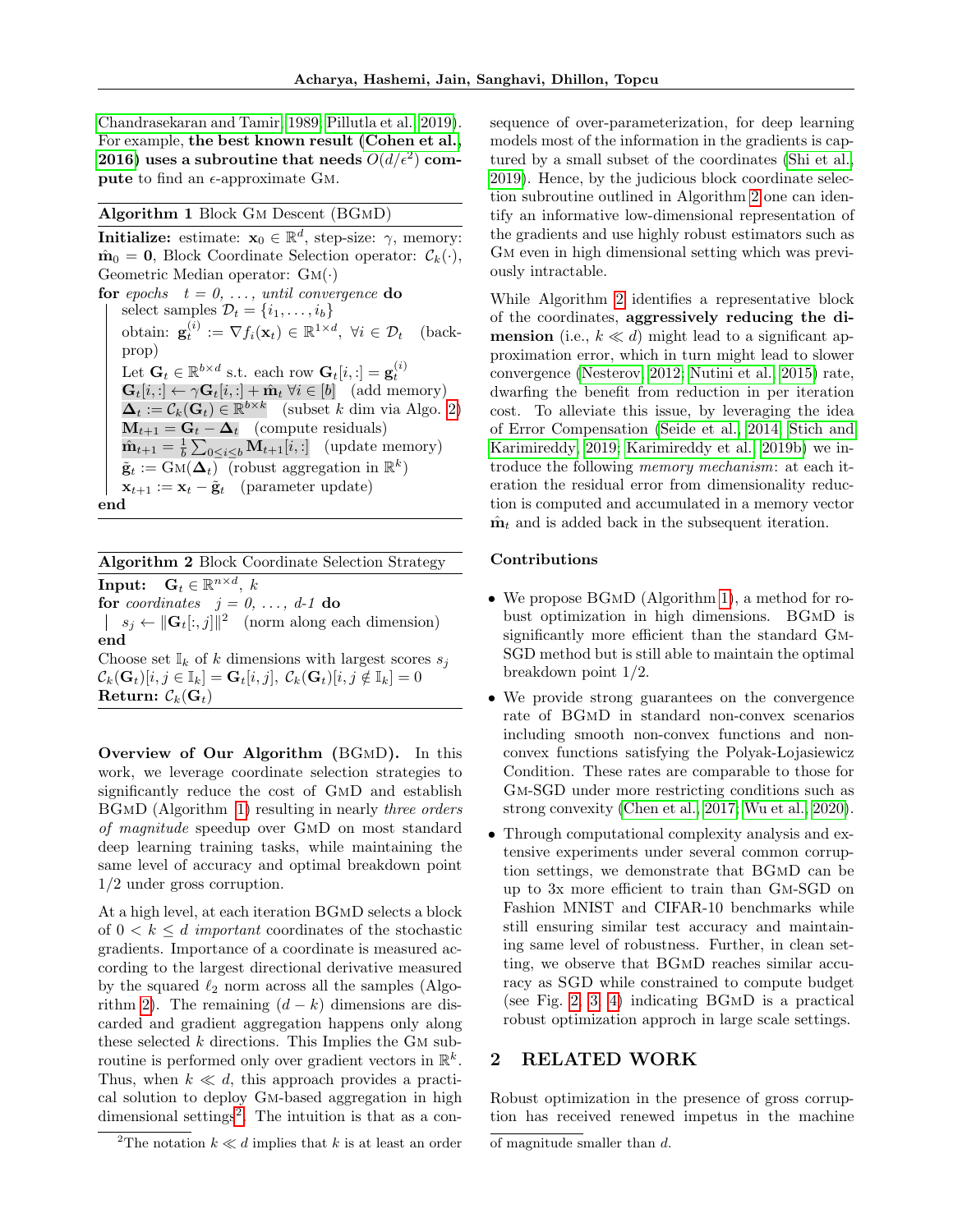Chandrasekaran and Tamir, 1989; Pillutla et al., 2019). For example, **the best known result (Cohen et al., 2016) uses a subroutine that needs $O(d/\epsilon^2)$ compute** to find an $\epsilon$-approximate GM.

---

**Algorithm 1** Block GM Descent (BGMD)

---

**Initialize:** estimate: $\mathbf{x}_0 \in \mathbb{R}^d$, step-size: $\gamma$, memory: $\hat{\mathbf{m}}_0 = \mathbf{0}$, Block Coordinate Selection operator: $\mathcal{C}_k(\cdot)$, Geometric Median operator: $\text{GM}(\cdot)$

**for** *epochs* $t = 0, \ldots,$ *until convergence* **do**

  select samples $\mathcal{D}_t = \{i_1, \ldots, i_b\}$

  obtain: $\mathbf{g}_t^{(i)} := \nabla f_i(\mathbf{x}_t) \in \mathbb{R}^{1 \times d}, \ \forall i \in \mathcal{D}_t$ (backprop)

  Let $\mathbf{G}_t \in \mathbb{R}^{b \times d}$ s.t. each row $\mathbf{G}_t[i,:] = \mathbf{g}_t^{(i)}$

  $\mathbf{G}_t[i,:] \leftarrow \gamma \mathbf{G}_t[i,:] + \hat{\mathbf{m}}_t \ \forall i \in [b]$ (add memory)

  $\mathbf{\Delta}_t := \mathcal{C}_k(\mathbf{G}_t) \in \mathbb{R}^{b \times k}$ (subset $k$ dim via Algo. 2)

  $\mathbf{M}_{t+1} = \mathbf{G}_t - \mathbf{\Delta}_t$ (compute residuals)

  $\hat{\mathbf{m}}_{t+1} = \frac{1}{b}\sum_{0 \le i \le b} \mathbf{M}_{t+1}[i,:]$ (update memory)

  $\tilde{\mathbf{g}}_t := \text{GM}(\mathbf{\Delta}_t)$ (robust aggregation in $\mathbb{R}^k$)

  $\mathbf{x}_{t+1} := \mathbf{x}_t - \tilde{\mathbf{g}}_t$ (parameter update)

**end**

---

**Algorithm 2** Block Coordinate Selection Strategy

---

**Input:** $\mathbf{G}_t \in \mathbb{R}^{n \times d}$, $k$

**for** *coordinates* $j = 0, \ldots,$ *d-1* **do**

  $s_j \leftarrow \|\mathbf{G}_t[:,j]\|^2$ (norm along each dimension)

**end**

Choose set $\mathbb{I}_k$ of $k$ dimensions with largest scores $s_j$

$\mathcal{C}_k(\mathbf{G}_t)[i, j \in \mathbb{I}_k] = \mathbf{G}_t[i,j], \ \mathcal{C}_k(\mathbf{G}_t)[i, j \notin \mathbb{I}_k] = 0$

**Return:** $\mathcal{C}_k(\mathbf{G}_t)$

---

**Overview of Our Algorithm (BGMD).** In this work, we leverage coordinate selection strategies to significantly reduce the cost of GMD and establish BGMD (Algorithm 1) resulting in nearly *three orders of magnitude* speedup over GMD on most standard deep learning training tasks, while maintaining the same level of accuracy and optimal breakdown point 1/2 under gross corruption.

At a high level, at each iteration BGMD selects a block of $0 < k \le d$ *important* coordinates of the stochastic gradients. Importance of a coordinate is measured according to the largest directional derivative measured by the squared $\ell_2$ norm across all the samples (Algorithm 2). The remaining $(d - k)$ dimensions are discarded and gradient aggregation happens only along these selected $k$ directions. This Implies the GM subroutine is performed only over gradient vectors in $\mathbb{R}^k$. Thus, when $k \ll d$, this approach provides a practical solution to deploy GM-based aggregation in high dimensional settings[2]. The intuition is that as a consequence of over-parameterization, for deep learning models most of the information in the gradients is captured by a small subset of the coordinates (Shi et al., 2019). Hence, by the judicious block coordinate selection subroutine outlined in Algorithm 2 one can identify an informative low-dimensional representation of the gradients and use highly robust estimators such as GM even in high dimensional setting which was previously intractable.

While Algorithm 2 identifies a representative block of the coordinates, **aggressively reducing the dimension** (i.e., $k \ll d$) might lead to a significant approximation error, which in turn might lead to slower convergence (Nesterov, 2012; Nutini et al., 2015) rate, dwarfing the benefit from reduction in per iteration cost. To alleviate this issue, by leveraging the idea of Error Compensation (Seide et al., 2014; Stich and Karimireddy, 2019; Karimireddy et al., 2019b) we introduce the following *memory mechanism*: at each iteration the residual error from dimensionality reduction is computed and accumulated in a memory vector $\hat{\mathbf{m}}_t$ and is added back in the subsequent iteration.

**Contributions**

- We propose BGMD (Algorithm 1), a method for robust optimization in high dimensions. BGMD is significantly more efficient than the standard GM-SGD method but is still able to maintain the optimal breakdown point 1/2.
- We provide strong guarantees on the convergence rate of BGMD in standard non-convex scenarios including smooth non-convex functions and non-convex functions satisfying the Polyak-Lojasiewicz Condition. These rates are comparable to those for GM-SGD under more restricting conditions such as strong convexity (Chen et al., 2017; Wu et al., 2020).
- Through computational complexity analysis and extensive experiments under several common corruption settings, we demonstrate that BGMD can be up to 3x more efficient to train than GM-SGD on Fashion MNIST and CIFAR-10 benchmarks while still ensuring similar test accuracy and maintaining same level of robustness. Further, in clean setting, we observe that BGMD reaches similar accuracy as SGD while constrained to compute budget (see Fig. 2, 3, 4) indicating BGMD is a practical robust optimization approch in large scale settings.

## 2 RELATED WORK

Robust optimization in the presence of gross corruption has received renewed impetus in the machine

[2] The notation $k \ll d$ implies that $k$ is at least an order of magnitude smaller than $d$.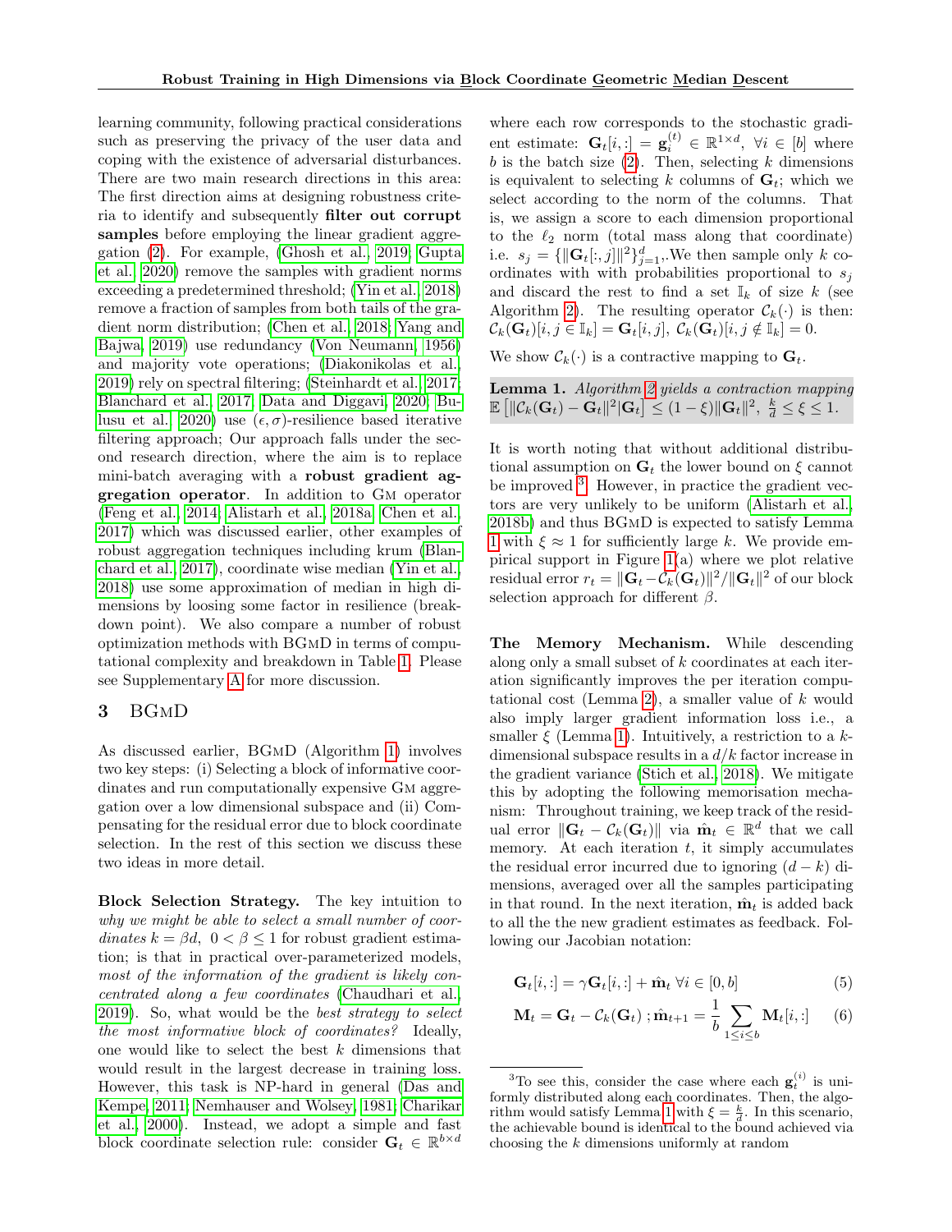learning community, following practical considerations such as preserving the privacy of the user data and coping with the existence of adversarial disturbances. There are two main research directions in this area: The first direction aims at designing robustness criteria to identify and subsequently **filter out corrupt samples** before employing the linear gradient aggregation (2). For example, (Ghosh et al., 2019; Gupta et al., 2020) remove the samples with gradient norms exceeding a predetermined threshold; (Yin et al., 2018) remove a fraction of samples from both tails of the gradient norm distribution; (Chen et al., 2018; Yang and Bajwa, 2019) use redundancy (Von Neumann, 1956) and majority vote operations; (Diakonikolas et al., 2019) rely on spectral filtering; (Steinhardt et al., 2017; Blanchard et al., 2017; Data and Diggavi, 2020; Bulusu et al., 2020) use $(\epsilon, \sigma)$-resilience based iterative filtering approach; Our approach falls under the second research direction, where the aim is to replace mini-batch averaging with a **robust gradient aggregation operator**. In addition to GM operator (Feng et al., 2014; Alistarh et al., 2018a; Chen et al., 2017) which was discussed earlier, other examples of robust aggregation techniques including krum (Blanchard et al., 2017), coordinate wise median (Yin et al., 2018) use some approximation of median in high dimensions by loosing some factor in resilience (breakdown point). We also compare a number of robust optimization methods with BGMD in terms of computational complexity and breakdown in Table 1. Please see Supplementary A for more discussion.

## 3 BGMD

As discussed earlier, BGMD (Algorithm 1) involves two key steps: (i) Selecting a block of informative coordinates and run computationally expensive GM aggregation over a low dimensional subspace and (ii) Compensating for the residual error due to block coordinate selection. In the rest of this section we discuss these two ideas in more detail.

**Block Selection Strategy.** The key intuition to *why we might be able to select a small number of coordinates* $k = \beta d,\ 0 < \beta \leq 1$ for robust gradient estimation; is that in practical over-parameterized models, *most of the information of the gradient is likely concentrated along a few coordinates* (Chaudhari et al., 2019). So, what would be the *best strategy to select the most informative block of coordinates?* Ideally, one would like to select the best $k$ dimensions that would result in the largest decrease in training loss. However, this task is NP-hard in general (Das and Kempe, 2011; Nemhauser and Wolsey, 1981; Charikar et al., 2000). Instead, we adopt a simple and fast block coordinate selection rule: consider $\mathbf{G}_t \in \mathbb{R}^{b\times d}$ where each row corresponds to the stochastic gradient estimate: $\mathbf{G}_t[i,:] = \mathbf{g}_i^{(t)} \in \mathbb{R}^{1\times d},\ \forall i \in [b]$ where $b$ is the batch size (2). Then, selecting $k$ dimensions is equivalent to selecting $k$ columns of $\mathbf{G}_t$; which we select according to the norm of the columns. That is, we assign a score to each dimension proportional to the $\ell_2$ norm (total mass along that coordinate) i.e. $s_j = \{\|\mathbf{G}_t[:,j]\|^2\}_{j=1}^d$.We then sample only $k$ coordinates with with probabilities proportional to $s_j$ and discard the rest to find a set $\mathbb{I}_k$ of size $k$ (see Algorithm 2). The resulting operator $\mathcal{C}_k(\cdot)$ is then: $\mathcal{C}_k(\mathbf{G}_t)[i, j \in \mathbb{I}_k] = \mathbf{G}_t[i,j],\ \mathcal{C}_k(\mathbf{G}_t)[i, j \notin \mathbb{I}_k] = 0$.

We show $\mathcal{C}_k(\cdot)$ is a contractive mapping to $\mathbf{G}_t$.

**Lemma 1.** *Algorithm 2 yields a contraction mapping* $\mathbb{E}\left[\|\mathcal{C}_k(\mathbf{G}_t) - \mathbf{G}_t\|^2 | \mathbf{G}_t\right] \leq (1-\xi)\|\mathbf{G}_t\|^2,\ \frac{k}{d} \leq \xi \leq 1.$

It is worth noting that without additional distributional assumption on $\mathbf{G}_t$ the lower bound on $\xi$ cannot be improved [3]. However, in practice the gradient vectors are very unlikely to be uniform (Alistarh et al., 2018b) and thus BGMD is expected to satisfy Lemma 1 with $\xi \approx 1$ for sufficiently large $k$. We provide empirical support in Figure 1(a) where we plot relative residual error $r_t = \|\mathbf{G}_t - \mathcal{C}_k(\mathbf{G}_t)\|^2/\|\mathbf{G}_t\|^2$ of our block selection approach for different $\beta$.

**The Memory Mechanism.** While descending along only a small subset of $k$ coordinates at each iteration significantly improves the per iteration computational cost (Lemma 2), a smaller value of $k$ would also imply larger gradient information loss i.e., a smaller $\xi$ (Lemma 1). Intuitively, a restriction to a $k$-dimensional subspace results in a $d/k$ factor increase in the gradient variance (Stich et al., 2018). We mitigate this by adopting the following memorisation mechanism: Throughout training, we keep track of the residual error $\|\mathbf{G}_t - \mathcal{C}_k(\mathbf{G}_t)\|$ via $\hat{\mathbf{m}}_t \in \mathbb{R}^d$ that we call memory. At each iteration $t$, it simply accumulates the residual error incurred due to ignoring $(d-k)$ dimensions, averaged over all the samples participating in that round. In the next iteration, $\hat{\mathbf{m}}_t$ is added back to all the the new gradient estimates as feedback. Following our Jacobian notation:

$$\mathbf{G}_t[i,:] = \gamma \mathbf{G}_t[i,:] + \hat{\mathbf{m}}_t\ \forall i \in [0,b] \tag{5}$$

$$\mathbf{M}_t = \mathbf{G}_t - \mathcal{C}_k(\mathbf{G}_t)\ ; \hat{\mathbf{m}}_{t+1} = \frac{1}{b}\sum_{1\leq i\leq b} \mathbf{M}_t[i,:] \tag{6}$$

---

[3] To see this, consider the case where each $\mathbf{g}_t^{(i)}$ is uniformly distributed along each coordinates. Then, the algorithm would satisfy Lemma 1 with $\xi = \frac{k}{d}$. In this scenario, the achievable bound is identical to the bound achieved via choosing the $k$ dimensions uniformly at random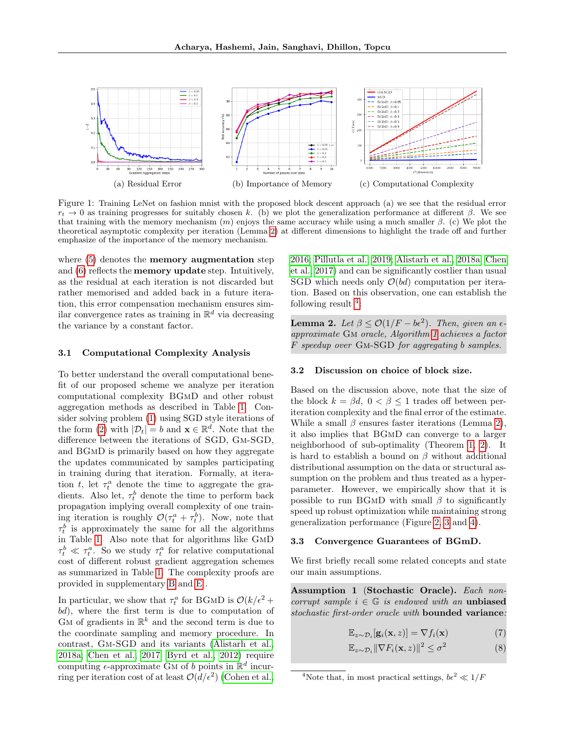(a) Residual Error

(b) Importance of Memory

(c) Computational Complexity

Figure 1: Training LeNet on fashion mnist with the proposed block descent approach (a) we see that the residual error $r_t \to 0$ as training progresses for suitably chosen $k$. (b) we plot the generalization performance at different $\beta$. We see that training with the memory mechanism ($m$) enjoys the same accuracy while using a much smaller $\beta$. (c) We plot the theoretical asymptotic complexity per iteration (Lemma 2) at different dimensions to highlight the trade off and further emphasize of the importance of the memory mechanism.

where (5) denotes the **memory augmentation** step and (6) reflects the **memory update** step. Intuitively, as the residual at each iteration is not discarded but rather memorised and added back in a future iteration, this error compensation mechanism ensures similar convergence rates as training in $\mathbb{R}^d$ via decreasing the variance by a constant factor.

### 3.1 Computational Complexity Analysis

To better understand the overall computational benefit of our proposed scheme we analyze per iteration computational complexity BGmD and other robust aggregation methods as described in Table 1. Consider solving problem (1) using SGD style iterations of the form (2) with $|\mathcal{D}_t| = b$ and $\mathbf{x} \in \mathbb{R}^d$. Note that the difference between the iterations of SGD, Gm-SGD, and BGmD is primarily based on how they aggregate the updates communicated by samples participating in training during that iteration. Formally, at iteration $t$, let $\tau_t^a$ denote the time to aggregate the gradients. Also let, $\tau_t^b$ denote the time to perform back propagation implying overall complexity of one training iteration is roughly $\mathcal{O}(\tau_t^a + \tau_t^b)$. Now, note that $\tau_t^b$ is approximately the same for all the algorithms in Table 1. Also note that for algorithms like GmD $\tau_t^b \ll \tau_t^a$. So we study $\tau_t^a$ for relative computational cost of different robust gradient aggregation schemes as summarized in Table 1. The complexity proofs are provided in supplementary B and E .

In particular, we show that $\tau_t^a$ for BGmD is $\mathcal{O}(k/\epsilon^2 + bd)$, where the first term is due to computation of Gm of gradients in $\mathbb{R}^k$ and the second term is due to the coordinate sampling and memory procedure. In contrast, Gm-SGD and its variants (Alistarh et al., 2018a; Chen et al., 2017; Byrd et al., 2012) require computing $\epsilon$-approximate Gm of $b$ points in $\mathbb{R}^d$ incurring per iteration cost of at least $\mathcal{O}(d/\epsilon^2)$ (Cohen et al., 2016; Pillutla et al., 2019; Alistarh et al., 2018a; Chen et al., 2017) and can be significantly costlier than usual SGD which needs only $\mathcal{O}(bd)$ computation per iteration. Based on this observation, one can establish the following result [4].

**Lemma 2.** *Let $\beta \le \mathcal{O}(1/F - b\epsilon^2)$. Then, given an $\epsilon$-approximate* Gm *oracle, Algorithm 1 achieves a factor $F$ speedup over* Gm-SGD *for aggregating $b$ samples.*

### 3.2 Discussion on choice of block size.

Based on the discussion above, note that the size of the block $k = \beta d$, $0 < \beta \le 1$ trades off between per-iteration complexity and the final error of the estimate. While a small $\beta$ ensures faster iterations (Lemma 2), it also implies that BGmD can converge to a larger neighborhood of sub-optimality (Theorem 1, 2). It is hard to establish a bound on $\beta$ without additional distributional assumption on the data or structural assumption on the problem and thus treated as a hyper-parameter. However, we empirically show that it is possible to run BGmD with small $\beta$ to significantly speed up robust optimization while maintaining strong generalization performance (Figure 2, 3 and 4).

### 3.3 Convergence Guarantees of BGmD.

We first briefly recall some related concepts and state our main assumptions.

**Assumption 1 (Stochastic Oracle).** *Each non-corrupt sample $i \in \mathbb{G}$ is endowed with an* **unbiased** *stochastic first-order oracle with* **bounded variance***:*

$$\mathbb{E}_{z \sim \mathcal{D}_i}[\mathbf{g}_i(\mathbf{x}, z)] = \nabla f_i(\mathbf{x}) \tag{7}$$

$$\mathbb{E}_{z \sim \mathcal{D}_i}\|\nabla F_i(\mathbf{x}, z)\|^2 \le \sigma^2 \tag{8}$$

[4] Note that, in most practical settings, $b\epsilon^2 \ll 1/F$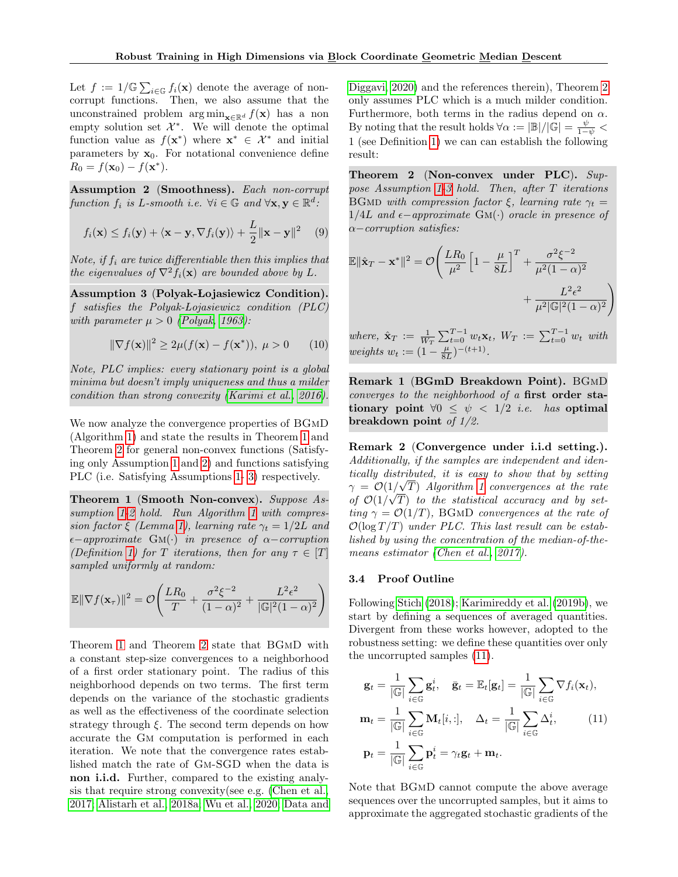Let $f := 1/\mathbb{G} \sum_{i \in \mathbb{G}} f_i(\mathbf{x})$ denote the average of non-corrupt functions. Then, we also assume that the unconstrained problem $\arg\min_{\mathbf{x} \in \mathbb{R}^d} f(\mathbf{x})$ has a non empty solution set $\mathcal{X}^*$. We will denote the optimal function value as $f(\mathbf{x}^*)$ where $\mathbf{x}^* \in \mathcal{X}^*$ and initial parameters by $\mathbf{x}_0$. For notational convenience define $R_0 = f(\mathbf{x}_0) - f(\mathbf{x}^*)$.

**Assumption 2 (Smoothness).** *Each non-corrupt function $f_i$ is $L$-smooth i.e. $\forall i \in \mathbb{G}$ and $\forall \mathbf{x}, \mathbf{y} \in \mathbb{R}^d$:*

$$f_i(\mathbf{x}) \leq f_i(\mathbf{y}) + \langle \mathbf{x} - \mathbf{y}, \nabla f_i(\mathbf{y}) \rangle + \frac{L}{2} \|\mathbf{x} - \mathbf{y}\|^2 \quad (9)$$

*Note, if $f_i$ are twice differentiable then this implies that the eigenvalues of $\nabla^2 f_i(\mathbf{x})$ are bounded above by $L$.*

**Assumption 3 (Polyak-Łojasiewicz Condition).** *$f$ satisfies the Polyak-Łojasiewicz condition (PLC) with parameter $\mu > 0$ (Polyak, 1963):*

$$\|\nabla f(\mathbf{x})\|^2 \geq 2\mu(f(\mathbf{x}) - f(\mathbf{x}^*)),\ \mu > 0 \quad (10)$$

*Note, PLC implies: every stationary point is a global minima but doesn't imply uniqueness and thus a milder condition than strong convexity (Karimi et al., 2016).*

We now analyze the convergence properties of BGmD (Algorithm 1) and state the results in Theorem 1 and Theorem 2 for general non-convex functions (Satisfying only Assumption 1 and 2) and functions satisfying PLC (i.e. Satisfying Assumptions 1- 3) respectively.

**Theorem 1 (Smooth Non-convex).** *Suppose Assumption 1-2 hold. Run Algorithm 1 with compression factor $\xi$ (Lemma 1), learning rate $\gamma_t = 1/2L$ and $\epsilon-$approximate $\text{GM}(\cdot)$ in presence of $\alpha-$corruption (Definition 1) for $T$ iterations, then for any $\tau \in [T]$ sampled uniformly at random:*

$$\mathbb{E}\|\nabla f(\mathbf{x}_\tau)\|^2 = \mathcal{O}\left(\frac{LR_0}{T} + \frac{\sigma^2 \xi^{-2}}{(1-\alpha)^2} + \frac{L^2 \epsilon^2}{|\mathbb{G}|^2 (1-\alpha)^2}\right)$$

Theorem 1 and Theorem 2 state that BGmD with a constant step-size convergences to a neighborhood of a first order stationary point. The radius of this neighborhood depends on two terms. The first term depends on the variance of the stochastic gradients as well as the effectiveness of the coordinate selection strategy through $\xi$. The second term depends on how accurate the GM computation is performed in each iteration. We note that the convergence rates established match the rate of GM-SGD when the data is **non i.i.d.** Further, compared to the existing analysis that require strong convexity(see e.g. (Chen et al., 2017; Alistarh et al., 2018a; Wu et al., 2020; Data and Diggavi, 2020) and the references therein), Theorem 2 only assumes PLC which is a much milder condition. Furthermore, both terms in the radius depend on $\alpha$. By noting that the result holds $\forall \alpha := |\mathbb{B}|/|\mathbb{G}| = \frac{\psi}{1-\psi} < 1$ (see Definition 1) we can can establish the following result:

**Theorem 2 (Non-convex under PLC).** *Suppose Assumption 1-3 hold. Then, after $T$ iterations BGmD with compression factor $\xi$, learning rate $\gamma_t = 1/4L$ and $\epsilon-$approximate $\text{GM}(\cdot)$ oracle in presence of $\alpha-$corruption satisfies:*

$$\mathbb{E}\|\hat{\mathbf{x}}_T - \mathbf{x}^*\|^2 = \mathcal{O}\Bigg(\frac{LR_0}{\mu^2}\left[1 - \frac{\mu}{8L}\right]^T + \frac{\sigma^2 \xi^{-2}}{\mu^2(1-\alpha)^2} + \frac{L^2 \epsilon^2}{\mu^2 |\mathbb{G}|^2 (1-\alpha)^2}\Bigg)$$

*where, $\hat{\mathbf{x}}_T := \frac{1}{W_T}\sum_{t=0}^{T-1} w_t \mathbf{x}_t$, $W_T := \sum_{t=0}^{T-1} w_t$ with weights $w_t := (1 - \frac{\mu}{8L})^{-(t+1)}$.*

**Remark 1 (BGmD Breakdown Point).** *BGmD converges to the neighborhood of a* **first order stationary point** *$\forall 0 \leq \psi < 1/2$ i.e. has* **optimal breakdown point** *of 1/2.*

**Remark 2 (Convergence under i.i.d setting.).** *Additionally, if the samples are independent and identically distributed, it is easy to show that by setting $\gamma = \mathcal{O}(1/\sqrt{T})$ Algorithm 1 convergences at the rate of $\mathcal{O}(1/\sqrt{T})$ to the statistical accuracy and by setting $\gamma = \mathcal{O}(1/T)$, BGmD convergences at the rate of $\mathcal{O}(\log T/T)$ under PLC. This last result can be established by using the concentration of the median-of-the-means estimator (Chen et al., 2017).*

### 3.4 Proof Outline

Following Stich (2018); Karimireddy et al. (2019b), we start by defining a sequences of averaged quantities. Divergent from these works however, adopted to the robustness setting: we define these quantities over only the uncorrupted samples (11).

$$\begin{aligned}
\mathbf{g}_t &= \frac{1}{|\mathbb{G}|}\sum_{i \in \mathbb{G}} \mathbf{g}_t^i, \quad \bar{\mathbf{g}}_t = \mathbb{E}_t[\mathbf{g}_t] = \frac{1}{|\mathbb{G}|}\sum_{i \in \mathbb{G}} \nabla f_i(\mathbf{x}_t), \\
\mathbf{m}_t &= \frac{1}{|\mathbb{G}|}\sum_{i \in \mathbb{G}} \mathbf{M}_t[i,:], \quad \Delta_t = \frac{1}{|\mathbb{G}|}\sum_{i \in \mathbb{G}} \Delta_t^i, \\
\mathbf{p}_t &= \frac{1}{|\mathbb{G}|}\sum_{i \in \mathbb{G}} \mathbf{p}_t^i = \gamma_t \mathbf{g}_t + \mathbf{m}_t.
\end{aligned} \quad (11)$$

Note that BGmD cannot compute the above average sequences over the uncorrupted samples, but it aims to approximate the aggregated stochastic gradients of the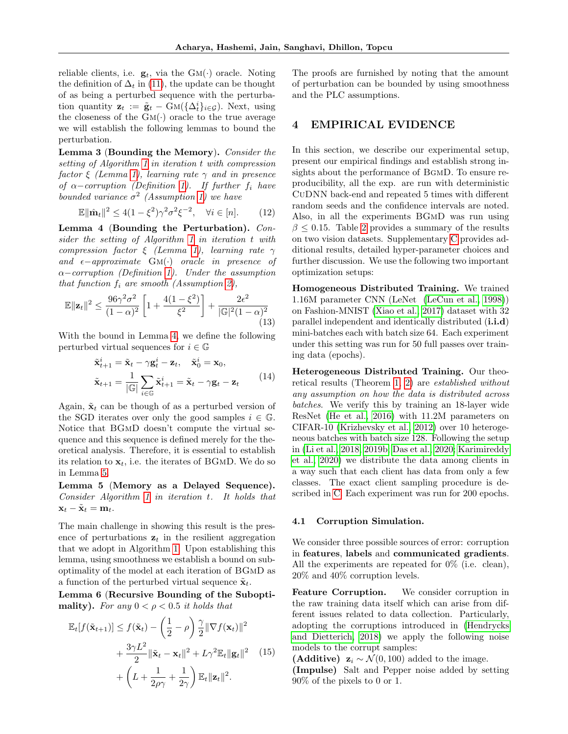reliable clients, i.e. $\mathbf{g}_t$, via the $\text{GM}(\cdot)$ oracle. Noting the definition of $\Delta_t$ in (11), the update can be thought of as being a perturbed sequence with the perturbation quantity $\mathbf{z}_t := \tilde{\mathbf{g}}_t - \text{GM}(\{\Delta_t^i\}_{i\in\mathcal{G}})$. Next, using the closeness of the $\text{GM}(\cdot)$ oracle to the true average we will establish the following lemmas to bound the perturbation.

**Lemma 3 (Bounding the Memory).** *Consider the setting of Algorithm 1 in iteration $t$ with compression factor $\xi$ (Lemma 1), learning rate $\gamma$ and in presence of $\alpha-$corruption (Definition 1). If further $f_i$ have bounded variance $\sigma^2$ (Assumption 1) we have*

$$\mathbb{E}\|\hat{\mathbf{m}}_t\|^2 \leq 4(1-\xi^2)\gamma^2\sigma^2\xi^{-2}, \quad \forall i \in [n]. \tag{12}$$

**Lemma 4 (Bounding the Perturbation).** *Consider the setting of Algorithm 1 in iteration $t$ with compression factor $\xi$ (Lemma 1), learning rate $\gamma$ and $\epsilon-$approximate $\text{GM}(\cdot)$ oracle in presence of $\alpha-$corruption (Definition 1). Under the assumption that function $f_i$ are smooth (Assumption 2),*

$$\mathbb{E}\|\mathbf{z}_t\|^2 \leq \frac{96\gamma^2\sigma^2}{(1-\alpha)^2}\left[1 + \frac{4(1-\xi^2)}{\xi^2}\right] + \frac{2\epsilon^2}{|\mathbb{G}|^2(1-\alpha)^2} \tag{13}$$

With the bound in Lemma 4, we define the following perturbed virtual sequences for $i \in \mathbb{G}$

$$\tilde{\mathbf{x}}_{t+1}^i = \tilde{\mathbf{x}}_t - \gamma\mathbf{g}_t^i - \mathbf{z}_t, \quad \tilde{\mathbf{x}}_0^i = \mathbf{x}_0,$$
$$\tilde{\mathbf{x}}_{t+1} = \frac{1}{|\mathbb{G}|}\sum_{i\in\mathbb{G}}\tilde{\mathbf{x}}_{t+1}^i = \tilde{\mathbf{x}}_t - \gamma\mathbf{g}_t - \mathbf{z}_t \tag{14}$$

Again, $\tilde{\mathbf{x}}_t$ can be though of as a perturbed version of the SGD iterates over only the good samples $i \in \mathbb{G}$. Notice that BGMD doesn't compute the virtual sequence and this sequence is defined merely for the theoretical analysis. Therefore, it is essential to establish its relation to $\mathbf{x}_t$, i.e. the iterates of BGMD. We do so in Lemma 5.

**Lemma 5 (Memory as a Delayed Sequence).** *Consider Algorithm 1 in iteration $t$. It holds that $\mathbf{x}_t - \tilde{\mathbf{x}}_t = \mathbf{m}_t$.*

The main challenge in showing this result is the presence of perturbations $\mathbf{z}_t$ in the resilient aggregation that we adopt in Algorithm 1. Upon establishing this lemma, using smoothness we establish a bound on suboptimality of the model at each iteration of BGMD as a function of the perturbed virtual sequence $\tilde{\mathbf{x}}_t$.

**Lemma 6 (Recursive Bounding of the Suboptimality).** *For any $0 < \rho < 0.5$ it holds that*

$$\mathbb{E}_t[f(\tilde{\mathbf{x}}_{t+1})] \leq f(\tilde{\mathbf{x}}_t) - \left(\frac{1}{2}-\rho\right)\frac{\gamma}{2}\|\nabla f(\mathbf{x}_t)\|^2 + \frac{3\gamma L^2}{2}\|\tilde{\mathbf{x}}_t - \mathbf{x}_t\|^2 + L\gamma^2\mathbb{E}_t\|\mathbf{g}_t\|^2 + \left(L + \frac{1}{2\rho\gamma} + \frac{1}{2\gamma}\right)\mathbb{E}_t\|\mathbf{z}_t\|^2. \tag{15}$$

The proofs are furnished by noting that the amount of perturbation can be bounded by using smoothness and the PLC assumptions.

# 4 EMPIRICAL EVIDENCE

In this section, we describe our experimental setup, present our empirical findings and establish strong insights about the performance of BGMD. To ensure reproducibility, all the exp. are run with deterministic CUDNN back-end and repeated 5 times with different random seeds and the confidence intervals are noted. Also, in all the experiments BGMD was run using $\beta \leq 0.15$. Table 2 provides a summary of the results on two vision datasets. Supplementary C provides additional results, detailed hyper-parameter choices and further discussion. We use the following two important optimization setups:

**Homogeneous Distributed Training.** We trained 1.16M parameter CNN (LeNet (LeCun et al., 1998)) on Fashion-MNIST (Xiao et al., 2017) dataset with 32 parallel independent and identically distributed (**i.i.d**) mini-batches each with batch size 64. Each experiment under this setting was run for 50 full passes over training data (epochs).

**Heterogeneous Distributed Training.** Our theoretical results (Theorem 1, 2) are *established without any assumption on how the data is distributed across batches*. We verify this by training an 18-layer wide ResNet (He et al., 2016) with 11.2M parameters on CIFAR-10 (Krizhevsky et al., 2012) over 10 heterogeneous batches with batch size 128. Following the setup in (Li et al., 2018, 2019b; Das et al., 2020; Karimireddy et al., 2020) we distribute the data among clients in a way such that each client has data from only a few classes. The exact client sampling procedure is described in C. Each experiment was run for 200 epochs.

## 4.1 Corruption Simulation.

We consider three possible sources of error: corruption in **features**, **labels** and **communicated gradients**. All the experiments are repeated for 0% (i.e. clean), 20% and 40% corruption levels.

**Feature Corruption.** We consider corruption in the raw training data itself which can arise from different issues related to data collection. Particularly, adopting the corruptions introduced in (Hendrycks and Dietterich, 2018) we apply the following noise models to the corrupt samples:

**(Additive)** $\mathbf{z}_i \sim \mathcal{N}(0, 100)$ added to the image.

**(Impulse)** Salt and Pepper noise added by setting 90% of the pixels to 0 or 1.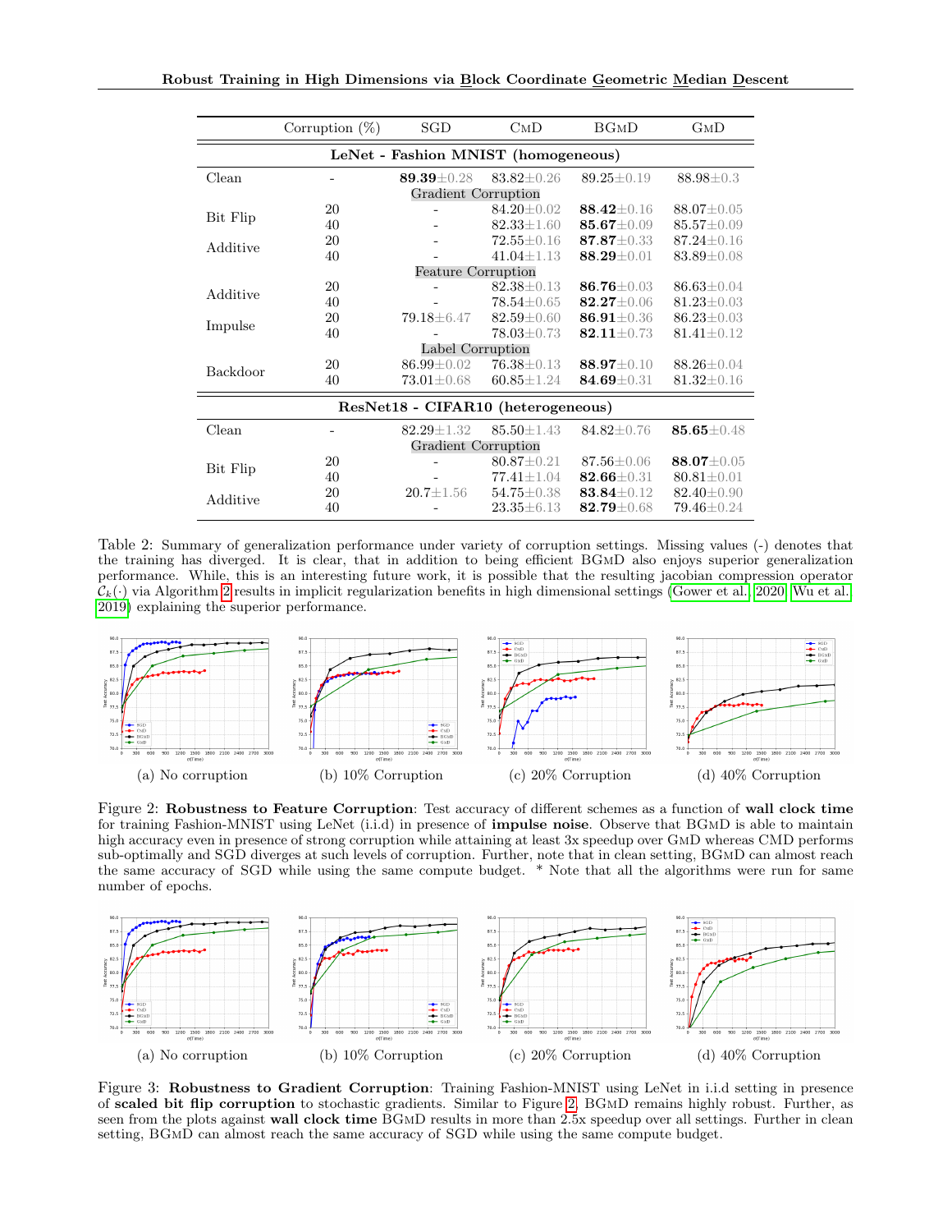| | Corruption (%) | SGD | CMD | BGMD | GMD |
|---|---|---|---|---|---|
| **LeNet - Fashion MNIST (homogeneous)** | | | | | |
| Clean | - | **89.39**±0.28 | 83.82±0.26 | 89.25±0.19 | 88.98±0.3 |
| Gradient Corruption | | | | | |
| Bit Flip | 20 | - | 84.20±0.02 | **88.42**±0.16 | 88.07±0.05 |
| | 40 | - | 82.33±1.60 | **85.67**±0.09 | 85.57±0.09 |
| Additive | 20 | - | 72.55±0.16 | **87.87**±0.33 | 87.24±0.16 |
| | 40 | - | 41.04±1.13 | **88.29**±0.01 | 83.89±0.08 |
| Feature Corruption | | | | | |
| Additive | 20 | - | 82.38±0.13 | **86.76**±0.03 | 86.63±0.04 |
| | 40 | - | 78.54±0.65 | **82.27**±0.06 | 81.23±0.03 |
| Impulse | 20 | 79.18±6.47 | 82.59±0.60 | **86.91**±0.36 | 86.23±0.03 |
| | 40 | - | 78.03±0.73 | **82.11**±0.73 | 81.41±0.12 |
| Label Corruption | | | | | |
| Backdoor | 20 | 86.99±0.02 | 76.38±0.13 | **88.97**±0.10 | 88.26±0.04 |
| | 40 | 73.01±0.68 | 60.85±1.24 | **84.69**±0.31 | 81.32±0.16 |
| **ResNet18 - CIFAR10 (heterogeneous)** | | | | | |
| Clean | - | 82.29±1.32 | 85.50±1.43 | 84.82±0.76 | **85.65**±0.48 |
| Gradient Corruption | | | | | |
| Bit Flip | 20 | - | 80.87±0.21 | 87.56±0.06 | **88.07**±0.05 |
| | 40 | - | 77.41±1.04 | **82.66**±0.31 | 80.81±0.01 |
| Additive | 20 | 20.7±1.56 | 54.75±0.38 | **83.84**±0.12 | 82.40±0.90 |
| | 40 | - | 23.35±6.13 | **82.79**±0.68 | 79.46±0.24 |

Table 2: Summary of generalization performance under variety of corruption settings. Missing values (-) denotes that the training has diverged. It is clear, that in addition to being efficient BGMD also enjoys superior generalization performance. While, this is an interesting future work, it is possible that the resulting jacobian compression operator $\mathcal{C}_k(\cdot)$ via Algorithm 2 results in implicit regularization benefits in high dimensional settings (Gower et al., 2020; Wu et al., 2019) explaining the superior performance.

(a) No corruption (b) 10% Corruption (c) 20% Corruption (d) 40% Corruption

Figure 2: **Robustness to Feature Corruption**: Test accuracy of different schemes as a function of **wall clock time** for training Fashion-MNIST using LeNet (i.i.d) in presence of **impulse noise**. Observe that BGMD is able to maintain high accuracy even in presence of strong corruption while attaining at least 3x speedup over GMD whereas CMD performs sub-optimally and SGD diverges at such levels of corruption. Further, note that in clean setting, BGMD can almost reach the same accuracy of SGD while using the same compute budget. * Note that all the algorithms were run for same number of epochs.

(a) No corruption (b) 10% Corruption (c) 20% Corruption (d) 40% Corruption

Figure 3: **Robustness to Gradient Corruption**: Training Fashion-MNIST using LeNet in i.i.d setting in presence of **scaled bit flip corruption** to stochastic gradients. Similar to Figure 2, BGMD remains highly robust. Further, as seen from the plots against **wall clock time** BGMD results in more than 2.5x speedup over all settings. Further in clean setting, BGMD can almost reach the same accuracy of SGD while using the same compute budget.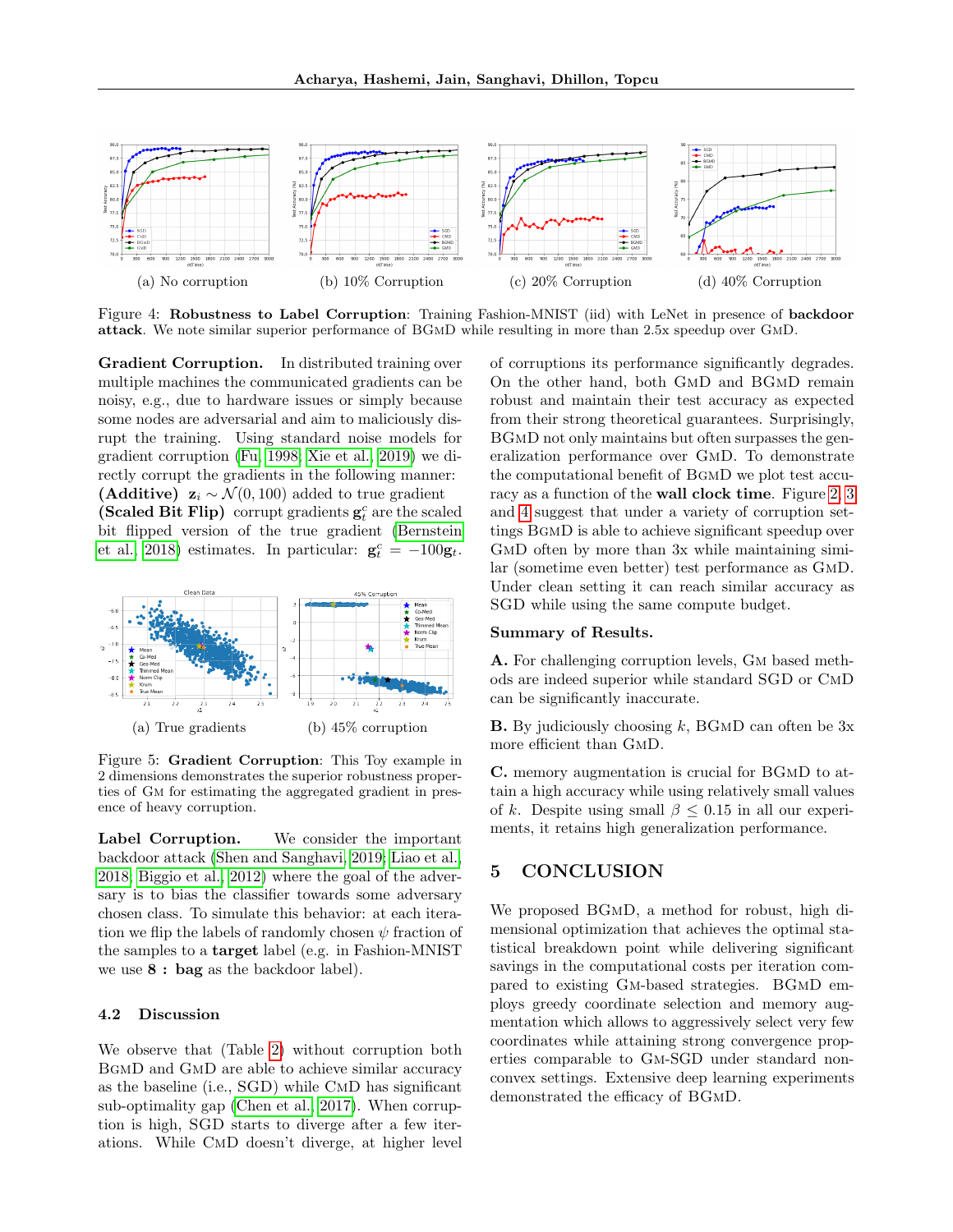(a) No corruption (b) 10% Corruption (c) 20% Corruption (d) 40% Corruption

Figure 4: **Robustness to Label Corruption**: Training Fashion-MNIST (iid) with LeNet in presence of **backdoor attack**. We note similar superior performance of BGmD while resulting in more than 2.5x speedup over GmD.

**Gradient Corruption.** In distributed training over multiple machines the communicated gradients can be noisy, e.g., due to hardware issues or simply because some nodes are adversarial and aim to maliciously disrupt the training. Using standard noise models for gradient corruption (Fu, 1998; Xie et al., 2019) we directly corrupt the gradients in the following manner:
**(Additive)** $\mathbf{z}_i \sim \mathcal{N}(0, 100)$ added to true gradient
**(Scaled Bit Flip)** corrupt gradients $\mathbf{g}_t^c$ are the scaled bit flipped version of the true gradient (Bernstein et al., 2018) estimates. In particular: $\mathbf{g}_t^c = -100\mathbf{g}_t$.

(a) True gradients (b) 45% corruption

Figure 5: **Gradient Corruption**: This Toy example in 2 dimensions demonstrates the superior robustness properties of GM for estimating the aggregated gradient in presence of heavy corruption.

**Label Corruption.** We consider the important backdoor attack (Shen and Sanghavi, 2019; Liao et al., 2018; Biggio et al., 2012) where the goal of the adversary is to bias the classifier towards some adversary chosen class. To simulate this behavior: at each iteration we flip the labels of randomly chosen $\psi$ fraction of the samples to a **target** label (e.g. in Fashion-MNIST we use **8 : bag** as the backdoor label).

### 4.2 Discussion

We observe that (Table 2) without corruption both BGmD and GmD are able to achieve similar accuracy as the baseline (i.e., SGD) while CmD has significant sub-optimality gap (Chen et al., 2017). When corruption is high, SGD starts to diverge after a few iterations. While CmD doesn't diverge, at higher level of corruptions its performance significantly degrades. On the other hand, both GmD and BGmD remain robust and maintain their test accuracy as expected from their strong theoretical guarantees. Surprisingly, BGmD not only maintains but often surpasses the generalization performance over GmD. To demonstrate the computational benefit of BGmD we plot test accuracy as a function of the **wall clock time**. Figure 2, 3 and 4 suggest that under a variety of corruption settings BGmD is able to achieve significant speedup over GmD often by more than 3x while maintaining similar (sometime even better) test performance as GmD. Under clean setting it can reach similar accuracy as SGD while using the same compute budget.

**Summary of Results.**

**A.** For challenging corruption levels, GM based methods are indeed superior while standard SGD or CmD can be significantly inaccurate.

**B.** By judiciously choosing $k$, BGmD can often be 3x more efficient than GmD.

**C.** memory augmentation is crucial for BGmD to attain a high accuracy while using relatively small values of $k$. Despite using small $\beta \leq 0.15$ in all our experiments, it retains high generalization performance.

## 5 CONCLUSION

We proposed BGmD, a method for robust, high dimensional optimization that achieves the optimal statistical breakdown point while delivering significant savings in the computational costs per iteration compared to existing GM-based strategies. BGmD employs greedy coordinate selection and memory augmentation which allows to aggressively select very few coordinates while attaining strong convergence properties comparable to GM-SGD under standard nonconvex settings. Extensive deep learning experiments demonstrated the efficacy of BGmD.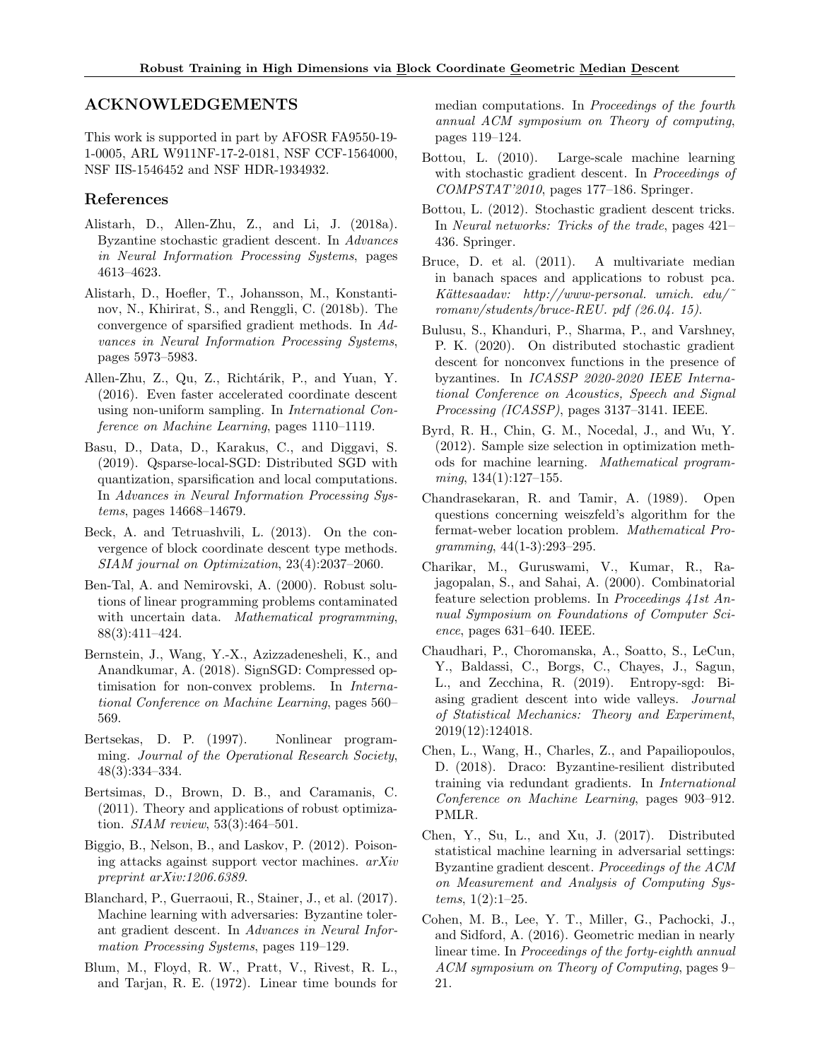## ACKNOWLEDGEMENTS

This work is supported in part by AFOSR FA9550-19-1-0005, ARL W911NF-17-2-0181, NSF CCF-1564000, NSF IIS-1546452 and NSF HDR-1934932.

### References

Alistarh, D., Allen-Zhu, Z., and Li, J. (2018a). Byzantine stochastic gradient descent. In *Advances in Neural Information Processing Systems*, pages 4613–4623.

Alistarh, D., Hoefler, T., Johansson, M., Konstantinov, N., Khirirat, S., and Renggli, C. (2018b). The convergence of sparsified gradient methods. In *Advances in Neural Information Processing Systems*, pages 5973–5983.

Allen-Zhu, Z., Qu, Z., Richtárik, P., and Yuan, Y. (2016). Even faster accelerated coordinate descent using non-uniform sampling. In *International Conference on Machine Learning*, pages 1110–1119.

Basu, D., Data, D., Karakus, C., and Diggavi, S. (2019). Qsparse-local-SGD: Distributed SGD with quantization, sparsification and local computations. In *Advances in Neural Information Processing Systems*, pages 14668–14679.

Beck, A. and Tetruashvili, L. (2013). On the convergence of block coordinate descent type methods. *SIAM journal on Optimization*, 23(4):2037–2060.

Ben-Tal, A. and Nemirovski, A. (2000). Robust solutions of linear programming problems contaminated with uncertain data. *Mathematical programming*, 88(3):411–424.

Bernstein, J., Wang, Y.-X., Azizzadenesheli, K., and Anandkumar, A. (2018). SignSGD: Compressed optimisation for non-convex problems. In *International Conference on Machine Learning*, pages 560–569.

Bertsekas, D. P. (1997). Nonlinear programming. *Journal of the Operational Research Society*, 48(3):334–334.

Bertsimas, D., Brown, D. B., and Caramanis, C. (2011). Theory and applications of robust optimization. *SIAM review*, 53(3):464–501.

Biggio, B., Nelson, B., and Laskov, P. (2012). Poisoning attacks against support vector machines. *arXiv preprint arXiv:1206.6389*.

Blanchard, P., Guerraoui, R., Stainer, J., et al. (2017). Machine learning with adversaries: Byzantine tolerant gradient descent. In *Advances in Neural Information Processing Systems*, pages 119–129.

Blum, M., Floyd, R. W., Pratt, V., Rivest, R. L., and Tarjan, R. E. (1972). Linear time bounds for median computations. In *Proceedings of the fourth annual ACM symposium on Theory of computing*, pages 119–124.

Bottou, L. (2010). Large-scale machine learning with stochastic gradient descent. In *Proceedings of COMPSTAT'2010*, pages 177–186. Springer.

Bottou, L. (2012). Stochastic gradient descent tricks. In *Neural networks: Tricks of the trade*, pages 421–436. Springer.

Bruce, D. et al. (2011). A multivariate median in banach spaces and applications to robust pca. *Kättesaadav: http://www-personal. umich. edu/˜ romanv/students/bruce-REU. pdf (26.04. 15)*.

Bulusu, S., Khanduri, P., Sharma, P., and Varshney, P. K. (2020). On distributed stochastic gradient descent for nonconvex functions in the presence of byzantines. In *ICASSP 2020-2020 IEEE International Conference on Acoustics, Speech and Signal Processing (ICASSP)*, pages 3137–3141. IEEE.

Byrd, R. H., Chin, G. M., Nocedal, J., and Wu, Y. (2012). Sample size selection in optimization methods for machine learning. *Mathematical programming*, 134(1):127–155.

Chandrasekaran, R. and Tamir, A. (1989). Open questions concerning weiszfeld's algorithm for the fermat-weber location problem. *Mathematical Programming*, 44(1-3):293–295.

Charikar, M., Guruswami, V., Kumar, R., Rajagopalan, S., and Sahai, A. (2000). Combinatorial feature selection problems. In *Proceedings 41st Annual Symposium on Foundations of Computer Science*, pages 631–640. IEEE.

Chaudhari, P., Choromanska, A., Soatto, S., LeCun, Y., Baldassi, C., Borgs, C., Chayes, J., Sagun, L., and Zecchina, R. (2019). Entropy-sgd: Biasing gradient descent into wide valleys. *Journal of Statistical Mechanics: Theory and Experiment*, 2019(12):124018.

Chen, L., Wang, H., Charles, Z., and Papailiopoulos, D. (2018). Draco: Byzantine-resilient distributed training via redundant gradients. In *International Conference on Machine Learning*, pages 903–912. PMLR.

Chen, Y., Su, L., and Xu, J. (2017). Distributed statistical machine learning in adversarial settings: Byzantine gradient descent. *Proceedings of the ACM on Measurement and Analysis of Computing Systems*, 1(2):1–25.

Cohen, M. B., Lee, Y. T., Miller, G., Pachocki, J., and Sidford, A. (2016). Geometric median in nearly linear time. In *Proceedings of the forty-eighth annual ACM symposium on Theory of Computing*, pages 9–21.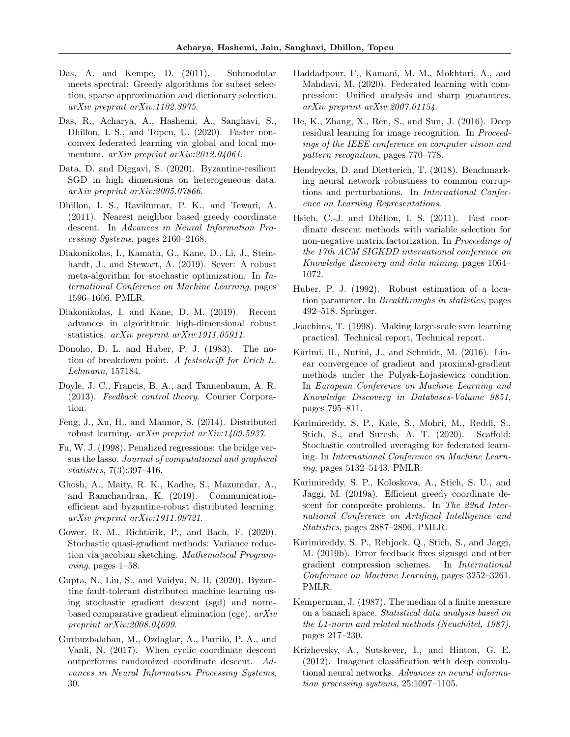Das, A. and Kempe, D. (2011). Submodular meets spectral: Greedy algorithms for subset selection, sparse approximation and dictionary selection. *arXiv preprint arXiv:1102.3975*.

Das, R., Acharya, A., Hashemi, A., Sanghavi, S., Dhillon, I. S., and Topcu, U. (2020). Faster non-convex federated learning via global and local momentum. *arXiv preprint arXiv:2012.04061*.

Data, D. and Diggavi, S. (2020). Byzantine-resilient SGD in high dimensions on heterogeneous data. *arXiv preprint arXiv:2005.07866*.

Dhillon, I. S., Ravikumar, P. K., and Tewari, A. (2011). Nearest neighbor based greedy coordinate descent. In *Advances in Neural Information Processing Systems*, pages 2160–2168.

Diakonikolas, I., Kamath, G., Kane, D., Li, J., Steinhardt, J., and Stewart, A. (2019). Sever: A robust meta-algorithm for stochastic optimization. In *International Conference on Machine Learning*, pages 1596–1606. PMLR.

Diakonikolas, I. and Kane, D. M. (2019). Recent advances in algorithmic high-dimensional robust statistics. *arXiv preprint arXiv:1911.05911*.

Donoho, D. L. and Huber, P. J. (1983). The notion of breakdown point. *A festschrift for Erich L. Lehmann*, 157184.

Doyle, J. C., Francis, B. A., and Tannenbaum, A. R. (2013). *Feedback control theory*. Courier Corporation.

Feng, J., Xu, H., and Mannor, S. (2014). Distributed robust learning. *arXiv preprint arXiv:1409.5937*.

Fu, W. J. (1998). Penalized regressions: the bridge versus the lasso. *Journal of computational and graphical statistics*, 7(3):397–416.

Ghosh, A., Maity, R. K., Kadhe, S., Mazumdar, A., and Ramchandran, K. (2019). Communication-efficient and byzantine-robust distributed learning. *arXiv preprint arXiv:1911.09721*.

Gower, R. M., Richtárik, P., and Bach, F. (2020). Stochastic quasi-gradient methods: Variance reduction via jacobian sketching. *Mathematical Programming*, pages 1–58.

Gupta, N., Liu, S., and Vaidya, N. H. (2020). Byzantine fault-tolerant distributed machine learning using stochastic gradient descent (sgd) and norm-based comparative gradient elimination (cge). *arXiv preprint arXiv:2008.04699*.

Gurbuzbalaban, M., Ozdaglar, A., Parrilo, P. A., and Vanli, N. (2017). When cyclic coordinate descent outperforms randomized coordinate descent. *Advances in Neural Information Processing Systems*, 30.

Haddadpour, F., Kamani, M. M., Mokhtari, A., and Mahdavi, M. (2020). Federated learning with compression: Unified analysis and sharp guarantees. *arXiv preprint arXiv:2007.01154*.

He, K., Zhang, X., Ren, S., and Sun, J. (2016). Deep residual learning for image recognition. In *Proceedings of the IEEE conference on computer vision and pattern recognition*, pages 770–778.

Hendrycks, D. and Dietterich, T. (2018). Benchmarking neural network robustness to common corruptions and perturbations. In *International Conference on Learning Representations*.

Hsieh, C.-J. and Dhillon, I. S. (2011). Fast coordinate descent methods with variable selection for non-negative matrix factorization. In *Proceedings of the 17th ACM SIGKDD international conference on Knowledge discovery and data mining*, pages 1064–1072.

Huber, P. J. (1992). Robust estimation of a location parameter. In *Breakthroughs in statistics*, pages 492–518. Springer.

Joachims, T. (1998). Making large-scale svm learning practical. Technical report, Technical report.

Karimi, H., Nutini, J., and Schmidt, M. (2016). Linear convergence of gradient and proximal-gradient methods under the Polyak-Łojasiewicz condition. In *European Conference on Machine Learning and Knowledge Discovery in Databases-Volume 9851*, pages 795–811.

Karimireddy, S. P., Kale, S., Mohri, M., Reddi, S., Stich, S., and Suresh, A. T. (2020). Scaffold: Stochastic controlled averaging for federated learning. In *International Conference on Machine Learning*, pages 5132–5143. PMLR.

Karimireddy, S. P., Koloskova, A., Stich, S. U., and Jaggi, M. (2019a). Efficient greedy coordinate descent for composite problems. In *The 22nd International Conference on Artificial Intelligence and Statistics*, pages 2887–2896. PMLR.

Karimireddy, S. P., Rebjock, Q., Stich, S., and Jaggi, M. (2019b). Error feedback fixes signsgd and other gradient compression schemes. In *International Conference on Machine Learning*, pages 3252–3261. PMLR.

Kemperman, J. (1987). The median of a finite measure on a banach space. *Statistical data analysis based on the L1-norm and related methods (Neuchâtel, 1987)*, pages 217–230.

Krizhevsky, A., Sutskever, I., and Hinton, G. E. (2012). Imagenet classification with deep convolutional neural networks. *Advances in neural information processing systems*, 25:1097–1105.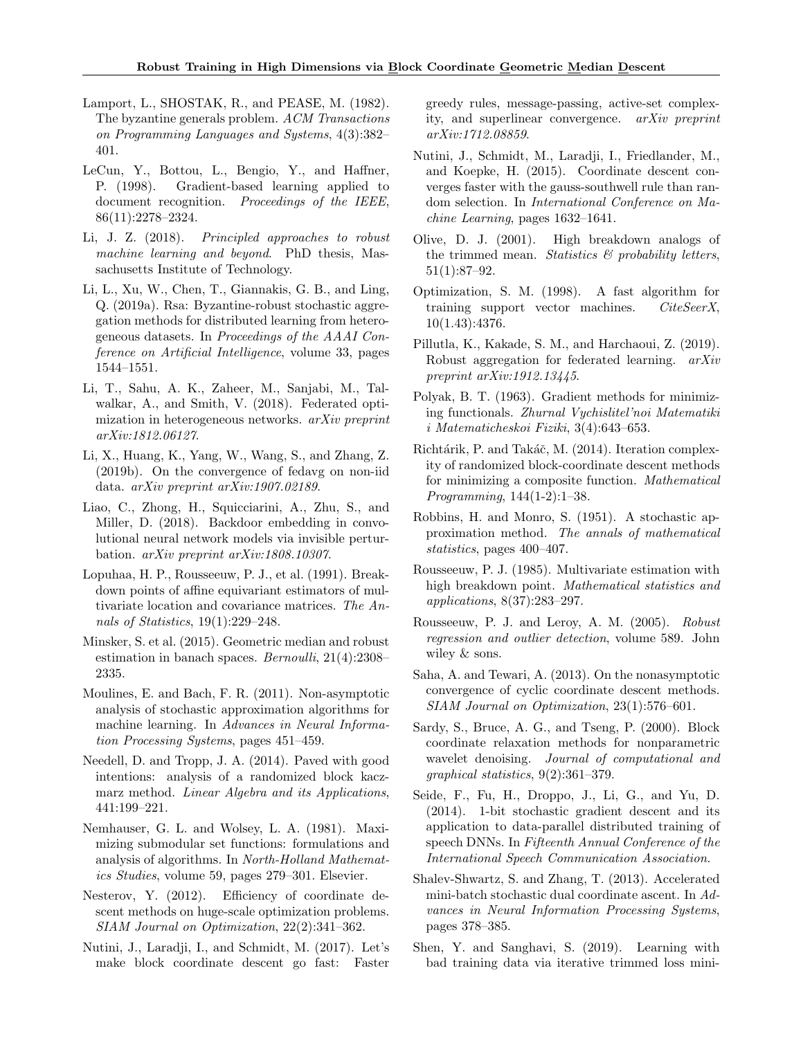Lamport, L., SHOSTAK, R., and PEASE, M. (1982). The byzantine generals problem. *ACM Transactions on Programming Languages and Systems*, 4(3):382–401.

LeCun, Y., Bottou, L., Bengio, Y., and Haffner, P. (1998). Gradient-based learning applied to document recognition. *Proceedings of the IEEE*, 86(11):2278–2324.

Li, J. Z. (2018). *Principled approaches to robust machine learning and beyond*. PhD thesis, Massachusetts Institute of Technology.

Li, L., Xu, W., Chen, T., Giannakis, G. B., and Ling, Q. (2019a). Rsa: Byzantine-robust stochastic aggregation methods for distributed learning from heterogeneous datasets. In *Proceedings of the AAAI Conference on Artificial Intelligence*, volume 33, pages 1544–1551.

Li, T., Sahu, A. K., Zaheer, M., Sanjabi, M., Talwalkar, A., and Smith, V. (2018). Federated optimization in heterogeneous networks. *arXiv preprint arXiv:1812.06127*.

Li, X., Huang, K., Yang, W., Wang, S., and Zhang, Z. (2019b). On the convergence of fedavg on non-iid data. *arXiv preprint arXiv:1907.02189*.

Liao, C., Zhong, H., Squicciarini, A., Zhu, S., and Miller, D. (2018). Backdoor embedding in convolutional neural network models via invisible perturbation. *arXiv preprint arXiv:1808.10307*.

Lopuhaa, H. P., Rousseeuw, P. J., et al. (1991). Breakdown points of affine equivariant estimators of multivariate location and covariance matrices. *The Annals of Statistics*, 19(1):229–248.

Minsker, S. et al. (2015). Geometric median and robust estimation in banach spaces. *Bernoulli*, 21(4):2308–2335.

Moulines, E. and Bach, F. R. (2011). Non-asymptotic analysis of stochastic approximation algorithms for machine learning. In *Advances in Neural Information Processing Systems*, pages 451–459.

Needell, D. and Tropp, J. A. (2014). Paved with good intentions: analysis of a randomized block kaczmarz method. *Linear Algebra and its Applications*, 441:199–221.

Nemhauser, G. L. and Wolsey, L. A. (1981). Maximizing submodular set functions: formulations and analysis of algorithms. In *North-Holland Mathematics Studies*, volume 59, pages 279–301. Elsevier.

Nesterov, Y. (2012). Efficiency of coordinate descent methods on huge-scale optimization problems. *SIAM Journal on Optimization*, 22(2):341–362.

Nutini, J., Laradji, I., and Schmidt, M. (2017). Let's make block coordinate descent go fast: Faster greedy rules, message-passing, active-set complexity, and superlinear convergence. *arXiv preprint arXiv:1712.08859*.

Nutini, J., Schmidt, M., Laradji, I., Friedlander, M., and Koepke, H. (2015). Coordinate descent converges faster with the gauss-southwell rule than random selection. In *International Conference on Machine Learning*, pages 1632–1641.

Olive, D. J. (2001). High breakdown analogs of the trimmed mean. *Statistics & probability letters*, 51(1):87–92.

Optimization, S. M. (1998). A fast algorithm for training support vector machines. *CiteSeerX*, 10(1.43):4376.

Pillutla, K., Kakade, S. M., and Harchaoui, Z. (2019). Robust aggregation for federated learning. *arXiv preprint arXiv:1912.13445*.

Polyak, B. T. (1963). Gradient methods for minimizing functionals. *Zhurnal Vychislitel'noi Matematiki i Matematicheskoi Fiziki*, 3(4):643–653.

Richtárik, P. and Takáč, M. (2014). Iteration complexity of randomized block-coordinate descent methods for minimizing a composite function. *Mathematical Programming*, 144(1-2):1–38.

Robbins, H. and Monro, S. (1951). A stochastic approximation method. *The annals of mathematical statistics*, pages 400–407.

Rousseeuw, P. J. (1985). Multivariate estimation with high breakdown point. *Mathematical statistics and applications*, 8(37):283–297.

Rousseeuw, P. J. and Leroy, A. M. (2005). *Robust regression and outlier detection*, volume 589. John wiley & sons.

Saha, A. and Tewari, A. (2013). On the nonasymptotic convergence of cyclic coordinate descent methods. *SIAM Journal on Optimization*, 23(1):576–601.

Sardy, S., Bruce, A. G., and Tseng, P. (2000). Block coordinate relaxation methods for nonparametric wavelet denoising. *Journal of computational and graphical statistics*, 9(2):361–379.

Seide, F., Fu, H., Droppo, J., Li, G., and Yu, D. (2014). 1-bit stochastic gradient descent and its application to data-parallel distributed training of speech DNNs. In *Fifteenth Annual Conference of the International Speech Communication Association*.

Shalev-Shwartz, S. and Zhang, T. (2013). Accelerated mini-batch stochastic dual coordinate ascent. In *Advances in Neural Information Processing Systems*, pages 378–385.

Shen, Y. and Sanghavi, S. (2019). Learning with bad training data via iterative trimmed loss mini-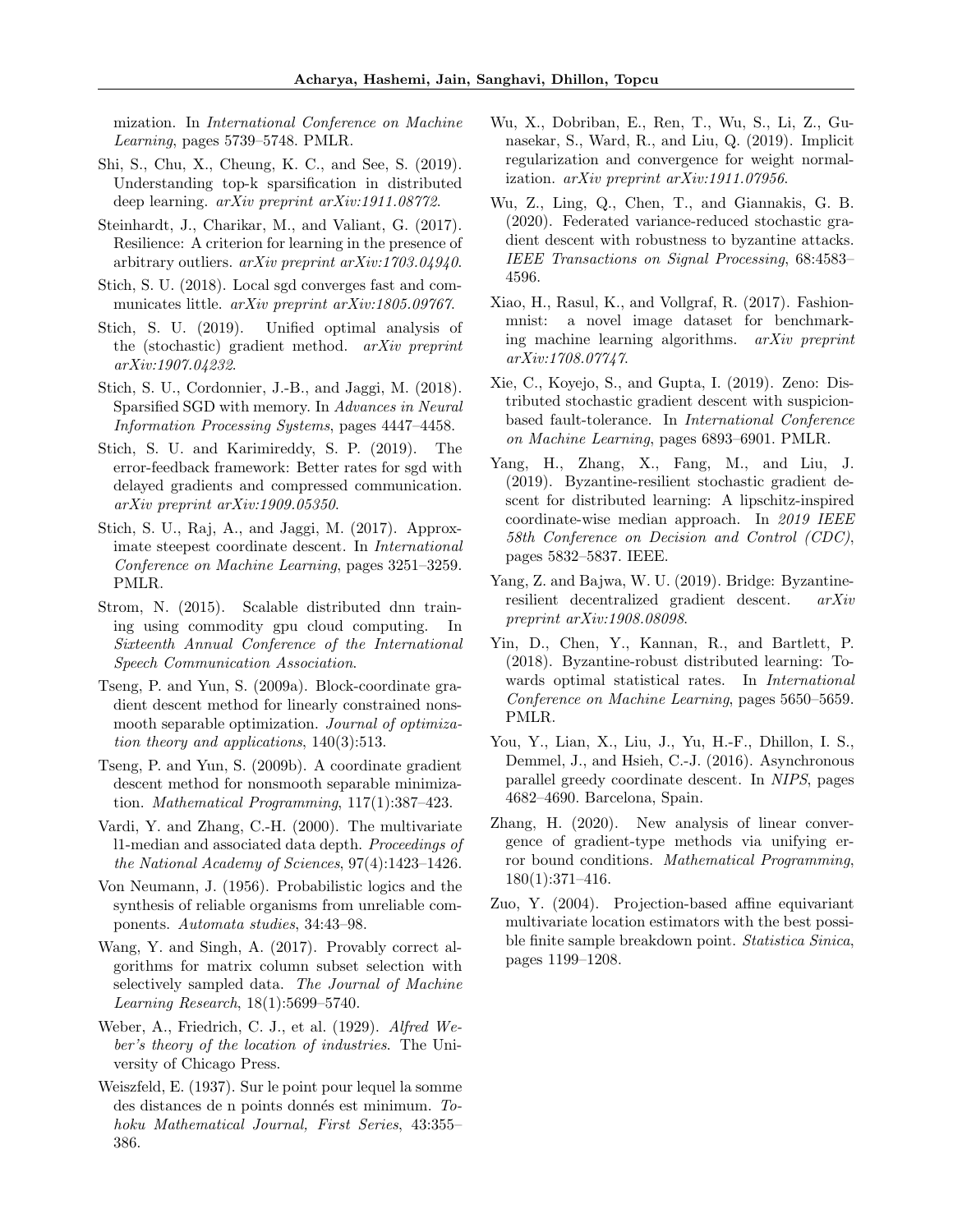mization. In *International Conference on Machine Learning*, pages 5739–5748. PMLR.

Shi, S., Chu, X., Cheung, K. C., and See, S. (2019). Understanding top-k sparsification in distributed deep learning. *arXiv preprint arXiv:1911.08772*.

Steinhardt, J., Charikar, M., and Valiant, G. (2017). Resilience: A criterion for learning in the presence of arbitrary outliers. *arXiv preprint arXiv:1703.04940*.

Stich, S. U. (2018). Local sgd converges fast and communicates little. *arXiv preprint arXiv:1805.09767*.

Stich, S. U. (2019). Unified optimal analysis of the (stochastic) gradient method. *arXiv preprint arXiv:1907.04232*.

Stich, S. U., Cordonnier, J.-B., and Jaggi, M. (2018). Sparsified SGD with memory. In *Advances in Neural Information Processing Systems*, pages 4447–4458.

Stich, S. U. and Karimireddy, S. P. (2019). The error-feedback framework: Better rates for sgd with delayed gradients and compressed communication. *arXiv preprint arXiv:1909.05350*.

Stich, S. U., Raj, A., and Jaggi, M. (2017). Approximate steepest coordinate descent. In *International Conference on Machine Learning*, pages 3251–3259. PMLR.

Strom, N. (2015). Scalable distributed dnn training using commodity gpu cloud computing. In *Sixteenth Annual Conference of the International Speech Communication Association*.

Tseng, P. and Yun, S. (2009a). Block-coordinate gradient descent method for linearly constrained nonsmooth separable optimization. *Journal of optimization theory and applications*, 140(3):513.

Tseng, P. and Yun, S. (2009b). A coordinate gradient descent method for nonsmooth separable minimization. *Mathematical Programming*, 117(1):387–423.

Vardi, Y. and Zhang, C.-H. (2000). The multivariate l1-median and associated data depth. *Proceedings of the National Academy of Sciences*, 97(4):1423–1426.

Von Neumann, J. (1956). Probabilistic logics and the synthesis of reliable organisms from unreliable components. *Automata studies*, 34:43–98.

Wang, Y. and Singh, A. (2017). Provably correct algorithms for matrix column subset selection with selectively sampled data. *The Journal of Machine Learning Research*, 18(1):5699–5740.

Weber, A., Friedrich, C. J., et al. (1929). *Alfred Weber's theory of the location of industries*. The University of Chicago Press.

Weiszfeld, E. (1937). Sur le point pour lequel la somme des distances de n points donnés est minimum. *Tohoku Mathematical Journal, First Series*, 43:355–386.

Wu, X., Dobriban, E., Ren, T., Wu, S., Li, Z., Gunasekar, S., Ward, R., and Liu, Q. (2019). Implicit regularization and convergence for weight normalization. *arXiv preprint arXiv:1911.07956*.

Wu, Z., Ling, Q., Chen, T., and Giannakis, G. B. (2020). Federated variance-reduced stochastic gradient descent with robustness to byzantine attacks. *IEEE Transactions on Signal Processing*, 68:4583–4596.

Xiao, H., Rasul, K., and Vollgraf, R. (2017). Fashion-mnist: a novel image dataset for benchmarking machine learning algorithms. *arXiv preprint arXiv:1708.07747*.

Xie, C., Koyejo, S., and Gupta, I. (2019). Zeno: Distributed stochastic gradient descent with suspicion-based fault-tolerance. In *International Conference on Machine Learning*, pages 6893–6901. PMLR.

Yang, H., Zhang, X., Fang, M., and Liu, J. (2019). Byzantine-resilient stochastic gradient descent for distributed learning: A lipschitz-inspired coordinate-wise median approach. In *2019 IEEE 58th Conference on Decision and Control (CDC)*, pages 5832–5837. IEEE.

Yang, Z. and Bajwa, W. U. (2019). Bridge: Byzantine-resilient decentralized gradient descent. *arXiv preprint arXiv:1908.08098*.

Yin, D., Chen, Y., Kannan, R., and Bartlett, P. (2018). Byzantine-robust distributed learning: Towards optimal statistical rates. In *International Conference on Machine Learning*, pages 5650–5659. PMLR.

You, Y., Lian, X., Liu, J., Yu, H.-F., Dhillon, I. S., Demmel, J., and Hsieh, C.-J. (2016). Asynchronous parallel greedy coordinate descent. In *NIPS*, pages 4682–4690. Barcelona, Spain.

Zhang, H. (2020). New analysis of linear convergence of gradient-type methods via unifying error bound conditions. *Mathematical Programming*, 180(1):371–416.

Zuo, Y. (2004). Projection-based affine equivariant multivariate location estimators with the best possible finite sample breakdown point. *Statistica Sinica*, pages 1199–1208.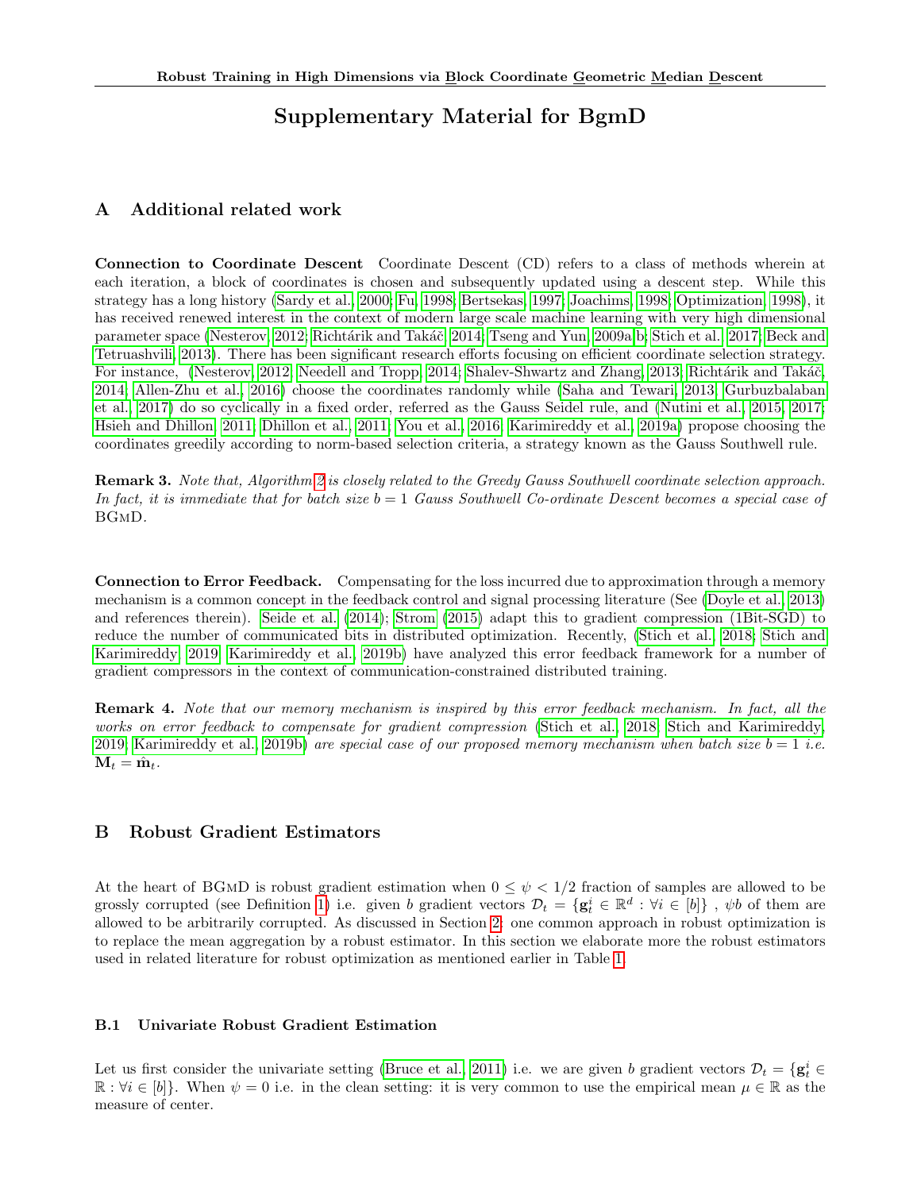# Supplementary Material for BgmD

## A Additional related work

**Connection to Coordinate Descent** Coordinate Descent (CD) refers to a class of methods wherein at each iteration, a block of coordinates is chosen and subsequently updated using a descent step. While this strategy has a long history (Sardy et al., 2000; Fu, 1998; Bertsekas, 1997; Joachims, 1998; Optimization, 1998), it has received renewed interest in the context of modern large scale machine learning with very high dimensional parameter space (Nesterov, 2012; Richtárik and Takáč, 2014; Tseng and Yun, 2009a,b; Stich et al., 2017; Beck and Tetruashvili, 2013). There has been significant research efforts focusing on efficient coordinate selection strategy. For instance, (Nesterov, 2012; Needell and Tropp, 2014; Shalev-Shwartz and Zhang, 2013; Richtárik and Takáč, 2014; Allen-Zhu et al., 2016) choose the coordinates randomly while (Saha and Tewari, 2013; Gurbuzbalaban et al., 2017) do so cyclically in a fixed order, referred as the Gauss Seidel rule, and (Nutini et al., 2015, 2017; Hsieh and Dhillon, 2011; Dhillon et al., 2011; You et al., 2016; Karimireddy et al., 2019a) propose choosing the coordinates greedily according to norm-based selection criteria, a strategy known as the Gauss Southwell rule.

**Remark 3.** *Note that, Algorithm 2 is closely related to the Greedy Gauss Southwell coordinate selection approach. In fact, it is immediate that for batch size $b = 1$ Gauss Southwell Co-ordinate Descent becomes a special case of* BGmD.

**Connection to Error Feedback.** Compensating for the loss incurred due to approximation through a memory mechanism is a common concept in the feedback control and signal processing literature (See (Doyle et al., 2013) and references therein). Seide et al. (2014); Strom (2015) adapt this to gradient compression (1Bit-SGD) to reduce the number of communicated bits in distributed optimization. Recently, (Stich et al., 2018; Stich and Karimireddy, 2019; Karimireddy et al., 2019b) have analyzed this error feedback framework for a number of gradient compressors in the context of communication-constrained distributed training.

**Remark 4.** *Note that our memory mechanism is inspired by this error feedback mechanism. In fact, all the works on error feedback to compensate for gradient compression (Stich et al., 2018; Stich and Karimireddy, 2019; Karimireddy et al., 2019b) are special case of our proposed memory mechanism when batch size $b = 1$ i.e. $\mathbf{M}_t = \hat{\mathbf{m}}_t$.*

## B Robust Gradient Estimators

At the heart of BGmD is robust gradient estimation when $0 \leq \psi < 1/2$ fraction of samples are allowed to be grossly corrupted (see Definition 1) i.e. given $b$ gradient vectors $\mathcal{D}_t = \{\mathbf{g}_t^i \in \mathbb{R}^d : \forall i \in [b]\}$ , $\psi b$ of them are allowed to be arbitrarily corrupted. As discussed in Section 2: one common approach in robust optimization is to replace the mean aggregation by a robust estimator. In this section we elaborate more the robust estimators used in related literature for robust optimization as mentioned earlier in Table 1.

### B.1 Univariate Robust Gradient Estimation

Let us first consider the univariate setting (Bruce et al., 2011) i.e. we are given $b$ gradient vectors $\mathcal{D}_t = \{\mathbf{g}_t^i \in \mathbb{R} : \forall i \in [b]\}$. When $\psi = 0$ i.e. in the clean setting: it is very common to use the empirical mean $\mu \in \mathbb{R}$ as the measure of center.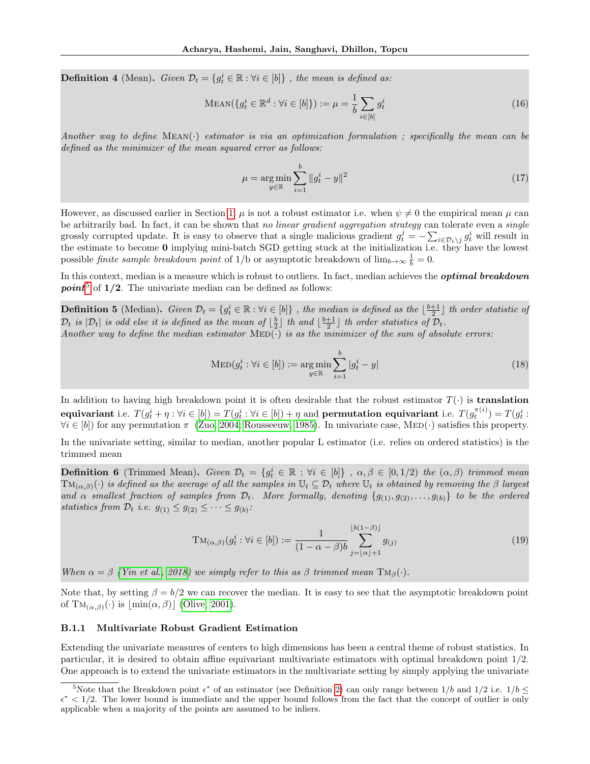**Definition 4** (Mean)**.** *Given $\mathcal{D}_t = \{g_t^i \in \mathbb{R} : \forall i \in [b]\}$ , the mean is defined as:*

$$\textsc{Mean}(\{g_t^i \in \mathbb{R}^d : \forall i \in [b]\}) := \mu = \frac{1}{b}\sum_{i\in[b]} g_t^i \tag{16}$$

*Another way to define* $\textsc{Mean}(\cdot)$ *estimator is via an optimization formulation ; specifically the mean can be defined as the minimizer of the mean squared error as follows:*

$$\mu = \arg\min_{y\in\mathbb{R}} \sum_{i=1}^{b} \|g_t^i - y\|^2 \tag{17}$$

However, as discussed earlier in Section 1, $\mu$ is not a robust estimator i.e. when $\psi \neq 0$ the empirical mean $\mu$ can be arbitrarily bad. In fact, it can be shown that *no linear gradient aggregation strategy* can tolerate even a *single* grossly corrupted update. It is easy to observe that a single malicious gradient $g_t^j = -\sum_{i\in\mathcal{D}_t\setminus j} g_t^i$ will result in the estimate to become **0** implying mini-batch SGD getting stuck at the initialization i.e. they have the lowest possible *finite sample breakdown point* of 1/b or asymptotic breakdown of $\lim_{b\to\infty}\frac{1}{b} = 0$.

In this context, median is a measure which is robust to outliers. In fact, median achieves the ***optimal breakdown point***[5] of **1/2**. The univariate median can be defined as follows:

**Definition 5** (Median)**.** *Given $\mathcal{D}_t = \{g_t^i \in \mathbb{R} : \forall i \in [b]\}$ , the median is defined as the $\lfloor\frac{b+1}{2}\rfloor$ th order statistic of $\mathcal{D}_t$ is $|\mathcal{D}_t|$ is odd else it is defined as the mean of $\lfloor\frac{b}{2}\rfloor$ th and $\lfloor\frac{b+1}{2}\rfloor$ th order statistics of $\mathcal{D}_t$.*
*Another way to define the median estimator* $\textsc{Med}(\cdot)$ *is as the minimizer of the sum of absolute errors:*

$$\textsc{Med}(g_t^i : \forall i \in [b]) := \arg\min_{y\in\mathbb{R}} \sum_{i=1}^{b} |g_t^i - y| \tag{18}$$

In addition to having high breakdown point it is often desirable that the robust estimator $T(\cdot)$ is **translation equivariant** i.e. $T(g_t^i + \eta : \forall i \in [b]) = T(g_t^i : \forall i \in [b]) + \eta$ and **permutation equivariant** i.e. $T(g_t^{\pi(i)}) = T(g_t^i : \forall i \in [b])$ for any permutation $\pi$ (Zuo, 2004; Rousseeuw, 1985). In univariate case, $\textsc{Med}(\cdot)$ satisfies this property.

In the univariate setting, similar to median, another popular L estimator (i.e. relies on ordered statistics) is the trimmed mean

**Definition 6** (Trimmed Mean)**.** *Given $\mathcal{D}_t = \{g_t^i \in \mathbb{R} : \forall i \in [b]\}$ , $\alpha, \beta \in [0, 1/2)$ the $(\alpha, \beta)$ trimmed mean $\textsc{Tm}_{(\alpha,\beta)}(\cdot)$ is defined as the average of all the samples in $\mathbb{U}_t \subseteq \mathcal{D}_t$ where $\mathbb{U}_t$ is obtained by removing the $\beta$ largest and $\alpha$ smallest fraction of samples from $\mathcal{D}_t$. More formally, denoting $\{g_{(1)}, g_{(2)}, \ldots, g_{(b)}\}$ to be the ordered statistics from $\mathcal{D}_t$ i.e. $g_{(1)} \le g_{(2)} \le \cdots \le g_{(b)}$:*

$$\textsc{Tm}_{(\alpha,\beta)}(g_t^i : \forall i \in [b]) := \frac{1}{(1-\alpha-\beta)b} \sum_{j=\lfloor\alpha\rfloor+1}^{\lfloor b(1-\beta)\rfloor} g_{(j)} \tag{19}$$

*When $\alpha = \beta$ (Yin et al., 2018) we simply refer to this as $\beta$ trimmed mean* $\textsc{Tm}_\beta(\cdot)$.

Note that, by setting $\beta = b/2$ we can recover the median. It is easy to see that the asymptotic breakdown point of $\textsc{Tm}_{(\alpha,\beta)}(\cdot)$ is $\lfloor\min(\alpha, \beta)\rfloor$ (Olive, 2001).

### B.1.1 Multivariate Robust Gradient Estimation

Extending the univariate measures of centers to high dimensions has been a central theme of robust statistics. In particular, it is desired to obtain affine equivariant multivariate estimators with optimal breakdown point 1/2. One approach is to extend the univariate estimators in the multivariate setting by simply applying the univariate

[5] Note that the Breakdown point $\epsilon^*$ of an estimator (see Definition 2) can only range between $1/b$ and $1/2$ i.e. $1/b \le \epsilon^* < 1/2$. The lower bound is immediate and the upper bound follows from the fact that the concept of outlier is only applicable when a majority of the points are assumed to be inliers.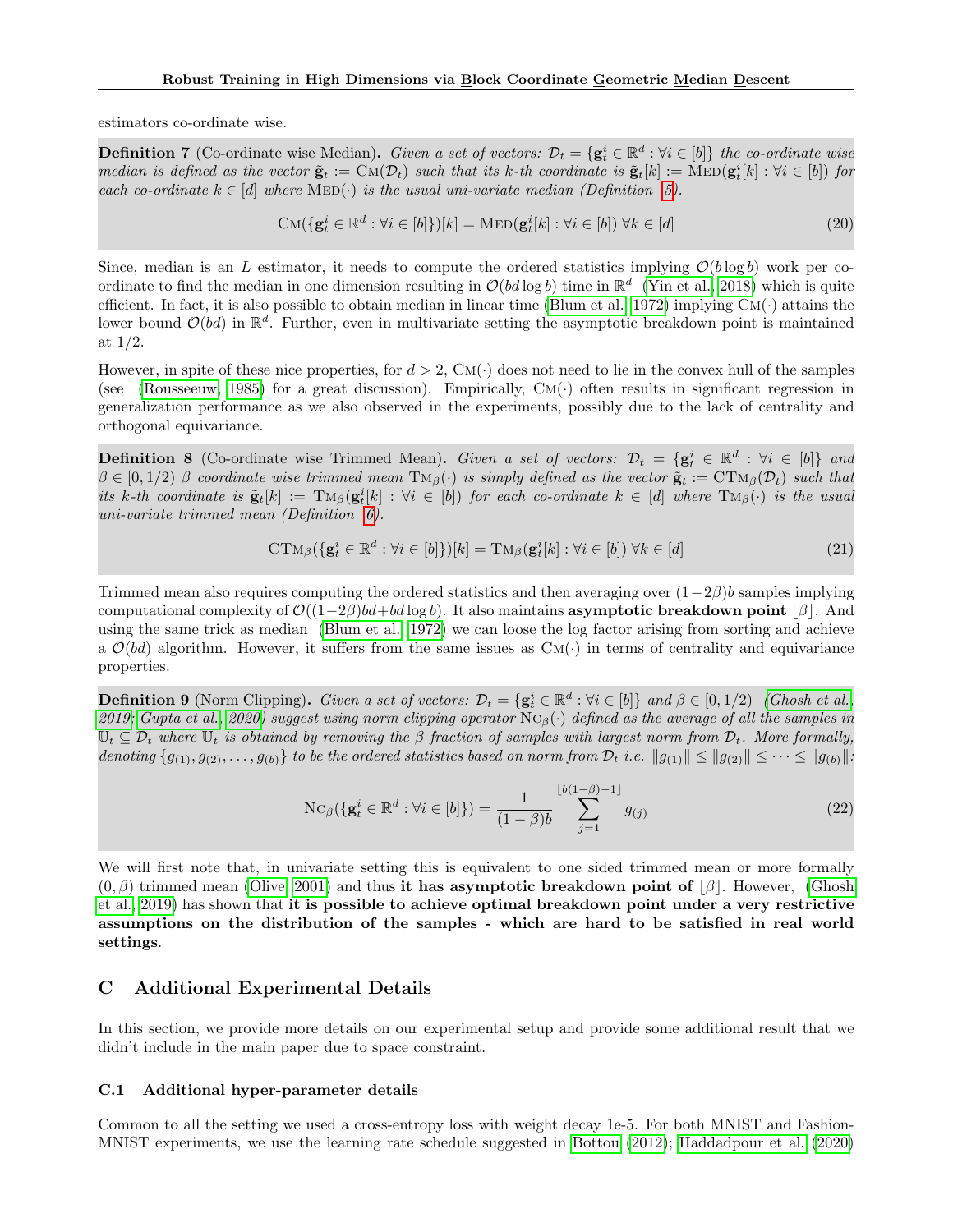estimators co-ordinate wise.

**Definition 7** (Co-ordinate wise Median)**.** *Given a set of vectors: $\mathcal{D}_t = \{\mathbf{g}_t^i \in \mathbb{R}^d : \forall i \in [b]\}$ the co-ordinate wise median is defined as the vector $\tilde{\mathbf{g}}_t := \textsc{Cm}(\mathcal{D}_t)$ such that its k-th coordinate is $\tilde{\mathbf{g}}_t[k] := \textsc{Med}(\mathbf{g}_t^i[k] : \forall i \in [b])$ for each co-ordinate $k \in [d]$ where $\textsc{Med}(\cdot)$ is the usual uni-variate median (Definition 5).*

$$\textsc{Cm}(\{\mathbf{g}_t^i \in \mathbb{R}^d : \forall i \in [b]\})[k] = \textsc{Med}(\mathbf{g}_t^i[k] : \forall i \in [b]) \; \forall k \in [d] \tag{20}$$

Since, median is an $L$ estimator, it needs to compute the ordered statistics implying $\mathcal{O}(b \log b)$ work per co-ordinate to find the median in one dimension resulting in $\mathcal{O}(bd \log b)$ time in $\mathbb{R}^d$ (Yin et al., 2018) which is quite efficient. In fact, it is also possible to obtain median in linear time (Blum et al., 1972) implying $\textsc{Cm}(\cdot)$ attains the lower bound $\mathcal{O}(bd)$ in $\mathbb{R}^d$. Further, even in multivariate setting the asymptotic breakdown point is maintained at 1/2.

However, in spite of these nice properties, for $d > 2$, $\textsc{Cm}(\cdot)$ does not need to lie in the convex hull of the samples (see (Rousseeuw, 1985) for a great discussion). Empirically, $\textsc{Cm}(\cdot)$ often results in significant regression in generalization performance as we also observed in the experiments, possibly due to the lack of centrality and orthogonal equivariance.

**Definition 8** (Co-ordinate wise Trimmed Mean)**.** *Given a set of vectors: $\mathcal{D}_t = \{\mathbf{g}_t^i \in \mathbb{R}^d : \forall i \in [b]\}$ and $\beta \in [0, 1/2)$ $\beta$ coordinate wise trimmed mean $\textsc{Tm}_\beta(\cdot)$ is simply defined as the vector $\tilde{\mathbf{g}}_t := \textsc{CTm}_\beta(\mathcal{D}_t)$ such that its k-th coordinate is $\tilde{\mathbf{g}}_t[k] := \textsc{Tm}_\beta(\mathbf{g}_t^i[k] : \forall i \in [b])$ for each co-ordinate $k \in [d]$ where $\textsc{Tm}_\beta(\cdot)$ is the usual uni-variate trimmed mean (Definition 6).*

$$\textsc{CTm}_\beta(\{\mathbf{g}_t^i \in \mathbb{R}^d : \forall i \in [b]\})[k] = \textsc{Tm}_\beta(\mathbf{g}_t^i[k] : \forall i \in [b]) \; \forall k \in [d] \tag{21}$$

Trimmed mean also requires computing the ordered statistics and then averaging over $(1-2\beta)b$ samples implying computational complexity of $\mathcal{O}((1-2\beta)bd + bd \log b)$. It also maintains **asymptotic breakdown point** $\lfloor \beta \rfloor$. And using the same trick as median (Blum et al., 1972) we can loose the log factor arising from sorting and achieve a $\mathcal{O}(bd)$ algorithm. However, it suffers from the same issues as $\textsc{Cm}(\cdot)$ in terms of centrality and equivariance properties.

**Definition 9** (Norm Clipping)**.** *Given a set of vectors: $\mathcal{D}_t = \{\mathbf{g}_t^i \in \mathbb{R}^d : \forall i \in [b]\}$ and $\beta \in [0, 1/2)$ (Ghosh et al., 2019; Gupta et al., 2020) suggest using norm clipping operator $\textsc{Nc}_\beta(\cdot)$ defined as the average of all the samples in $\mathbb{U}_t \subseteq \mathcal{D}_t$ where $\mathbb{U}_t$ is obtained by removing the $\beta$ fraction of samples with largest norm from $\mathcal{D}_t$. More formally, denoting $\{g_{(1)}, g_{(2)}, \dots, g_{(b)}\}$ to be the ordered statistics based on norm from $\mathcal{D}_t$ i.e. $\|g_{(1)}\| \le \|g_{(2)}\| \le \dots \le \|g_{(b)}\|$:*

$$\textsc{Nc}_\beta(\{\mathbf{g}_t^i \in \mathbb{R}^d : \forall i \in [b]\}) = \frac{1}{(1-\beta)b} \sum_{j=1}^{\lfloor b(1-\beta)-1 \rfloor} g_{(j)} \tag{22}$$

We will first note that, in univariate setting this is equivalent to one sided trimmed mean or more formally $(0, \beta)$ trimmed mean (Olive, 2001) and thus **it has asymptotic breakdown point of** $\lfloor \beta \rfloor$. However, (Ghosh et al., 2019) has shown that **it is possible to achieve optimal breakdown point under a very restrictive assumptions on the distribution of the samples - which are hard to be satisfied in real world settings**.

## C Additional Experimental Details

In this section, we provide more details on our experimental setup and provide some additional result that we didn't include in the main paper due to space constraint.

### C.1 Additional hyper-parameter details

Common to all the setting we used a cross-entropy loss with weight decay 1e-5. For both MNIST and Fashion-MNIST experiments, we use the learning rate schedule suggested in Bottou (2012); Haddadpour et al. (2020)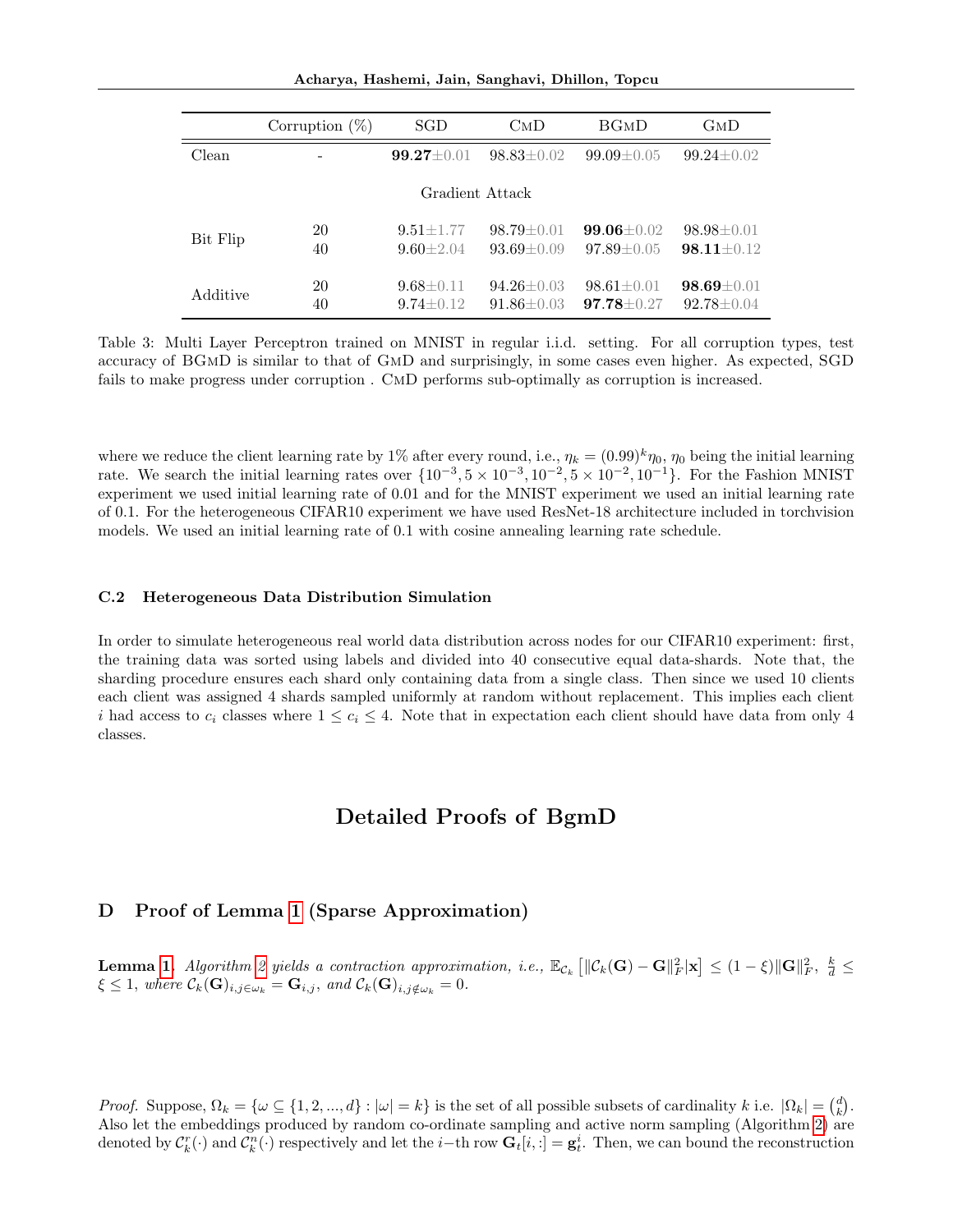|  | Corruption (%) | SGD | CmD | BGmD | GmD |
|---|---|---|---|---|---|
| Clean | - | **99.27**±0.01 | 98.83±0.02 | 99.09±0.05 | 99.24±0.02 |
|  |  | Gradient Attack |  |  |  |
| Bit Flip | 20 | 9.51±1.77 | 98.79±0.01 | **99.06**±0.02 | 98.98±0.01 |
|  | 40 | 9.60±2.04 | 93.69±0.09 | 97.89±0.05 | **98.11**±0.12 |
| Additive | 20 | 9.68±0.11 | 94.26±0.03 | 98.61±0.01 | **98.69**±0.01 |
|  | 40 | 9.74±0.12 | 91.86±0.03 | **97.78**±0.27 | 92.78±0.04 |

Table 3: Multi Layer Perceptron trained on MNIST in regular i.i.d. setting. For all corruption types, test accuracy of BGmD is similar to that of GmD and surprisingly, in some cases even higher. As expected, SGD fails to make progress under corruption . CmD performs sub-optimally as corruption is increased.

where we reduce the client learning rate by 1% after every round, i.e., $\eta_k = (0.99)^k \eta_0$, $\eta_0$ being the initial learning rate. We search the initial learning rates over $\{10^{-3}, 5 \times 10^{-3}, 10^{-2}, 5 \times 10^{-2}, 10^{-1}\}$. For the Fashion MNIST experiment we used initial learning rate of 0.01 and for the MNIST experiment we used an initial learning rate of 0.1. For the heterogeneous CIFAR10 experiment we have used ResNet-18 architecture included in torchvision models. We used an initial learning rate of 0.1 with cosine annealing learning rate schedule.

### C.2 Heterogeneous Data Distribution Simulation

In order to simulate heterogeneous real world data distribution across nodes for our CIFAR10 experiment: first, the training data was sorted using labels and divided into 40 consecutive equal data-shards. Note that, the sharding procedure ensures each shard only containing data from a single class. Then since we used 10 clients each client was assigned 4 shards sampled uniformly at random without replacement. This implies each client $i$ had access to $c_i$ classes where $1 \le c_i \le 4$. Note that in expectation each client should have data from only 4 classes.

# Detailed Proofs of BgmD

## D Proof of Lemma 1 (Sparse Approximation)

**Lemma 1.** *Algorithm 2 yields a contraction approximation, i.e.,* $\mathbb{E}_{\mathcal{C}_k}\left[\|\mathcal{C}_k(\mathbf{G}) - \mathbf{G}\|_F^2 | \mathbf{x}\right] \le (1-\xi)\|\mathbf{G}\|_F^2,\ \frac{k}{d} \le \xi \le 1$*, where* $\mathcal{C}_k(\mathbf{G})_{i,j\in\omega_k} = \mathbf{G}_{i,j}$*, and* $\mathcal{C}_k(\mathbf{G})_{i,j\notin\omega_k} = 0$*.*

*Proof.* Suppose, $\Omega_k = \{\omega \subseteq \{1, 2, ..., d\} : |\omega| = k\}$ is the set of all possible subsets of cardinality $k$ i.e. $|\Omega_k| = \binom{d}{k}$. Also let the embeddings produced by random co-ordinate sampling and active norm sampling (Algorithm 2) are denoted by $\mathcal{C}_k^r(\cdot)$ and $\mathcal{C}_k^n(\cdot)$ respectively and let the $i-$th row $\mathbf{G}_t[i, :] = \mathbf{g}_t^i$. Then, we can bound the reconstruction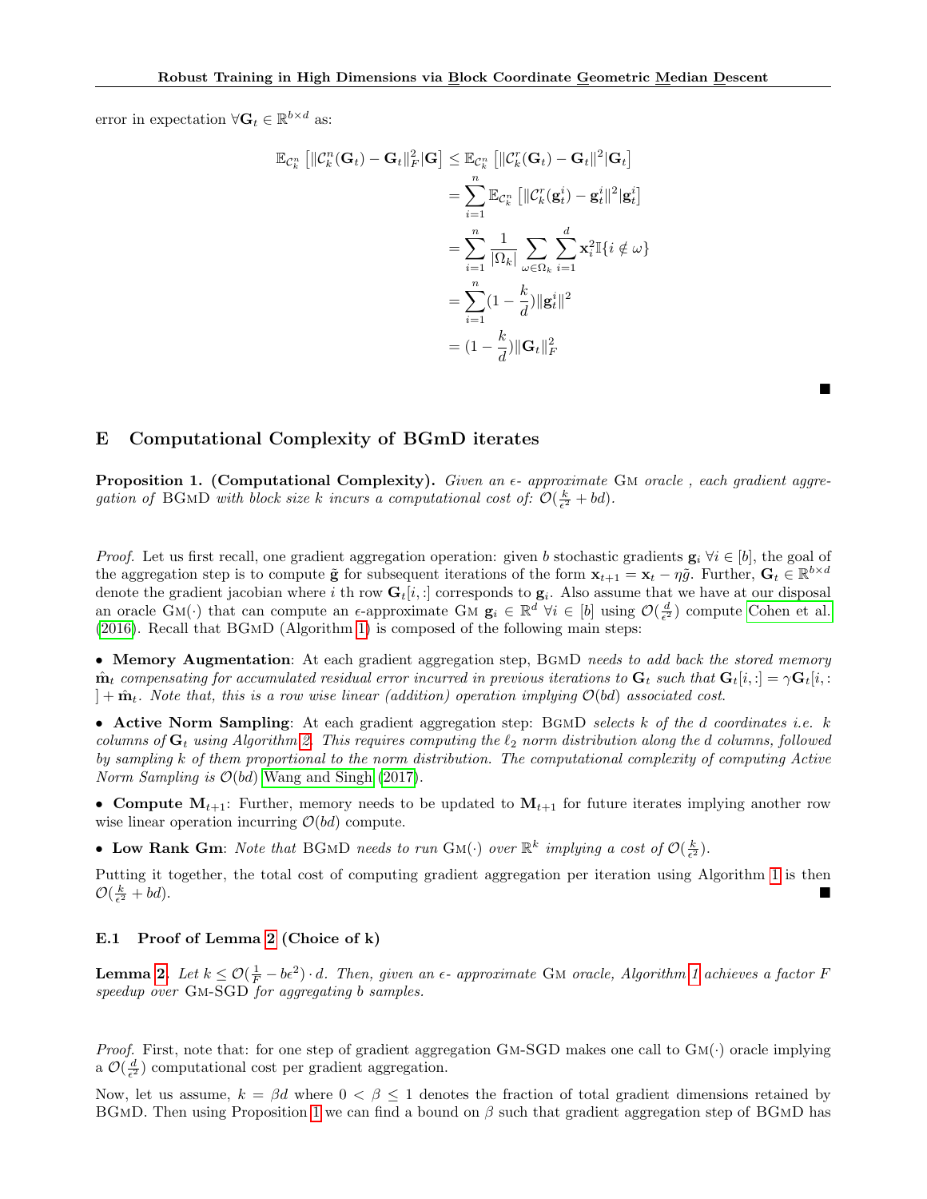error in expectation $\forall \mathbf{G}_t \in \mathbb{R}^{b\times d}$ as:

$$
\begin{aligned}
\mathbb{E}_{\mathcal{C}_k^n}\left[\|\mathcal{C}_k^n(\mathbf{G}_t) - \mathbf{G}_t\|_F^2 | \mathbf{G}\right] &\leq \mathbb{E}_{\mathcal{C}_k^n}\left[\|\mathcal{C}_k^r(\mathbf{G}_t) - \mathbf{G}_t\|^2 | \mathbf{G}_t\right] \\
&= \sum_{i=1}^n \mathbb{E}_{\mathcal{C}_k^n}\left[\|\mathcal{C}_k^r(\mathbf{g}_t^i) - \mathbf{g}_t^i\|^2 | \mathbf{g}_t^i\right] \\
&= \sum_{i=1}^n \frac{1}{|\Omega_k|}\sum_{\omega\in\Omega_k}\sum_{i=1}^d \mathbf{x}_i^2 \mathbb{I}\{i \notin \omega\} \\
&= \sum_{i=1}^n (1 - \frac{k}{d})\|\mathbf{g}_t^i\|^2 \\
&= (1 - \frac{k}{d})\|\mathbf{G}_t\|_F^2
\end{aligned}
$$

■

## E Computational Complexity of BGmD iterates

**Proposition 1. (Computational Complexity).** *Given an $\epsilon$- approximate* GM *oracle , each gradient aggregation of* BGMD *with block size $k$ incurs a computational cost of: $\mathcal{O}(\frac{k}{\epsilon^2} + bd)$.*

*Proof.* Let us first recall, one gradient aggregation operation: given $b$ stochastic gradients $\mathbf{g}_i$ $\forall i \in [b]$, the goal of the aggregation step is to compute $\tilde{\mathbf{g}}$ for subsequent iterations of the form $\mathbf{x}_{t+1} = \mathbf{x}_t - \eta\tilde{g}$. Further, $\mathbf{G}_t \in \mathbb{R}^{b\times d}$ denote the gradient jacobian where $i$ th row $\mathbf{G}_t[i,:]$ corresponds to $\mathbf{g}_i$. Also assume that we have at our disposal an oracle GM$(\cdot)$ that can compute an $\epsilon$-approximate GM $\mathbf{g}_i \in \mathbb{R}^d$ $\forall i \in [b]$ using $\mathcal{O}(\frac{d}{\epsilon^2})$ compute Cohen et al. (2016). Recall that BGMD (Algorithm 1) is composed of the following main steps:

- **Memory Augmentation**: At each gradient aggregation step, BGMD *needs to add back the stored memory $\hat{\mathbf{m}}_t$ compensating for accumulated residual error incurred in previous iterations to $\mathbf{G}_t$ such that $\mathbf{G}_t[i,:] = \gamma\mathbf{G}_t[i,:] + \hat{\mathbf{m}}_t$. Note that, this is a row wise linear (addition) operation implying $\mathcal{O}(bd)$ associated cost.*
- **Active Norm Sampling**: At each gradient aggregation step: BGMD *selects $k$ of the $d$ coordinates i.e. $k$ columns of $\mathbf{G}_t$ using Algorithm 2. This requires computing the $\ell_2$ norm distribution along the $d$ columns, followed by sampling $k$ of them proportional to the norm distribution. The computational complexity of computing Active Norm Sampling is $\mathcal{O}(bd)$* Wang and Singh (2017).
- **Compute $\mathbf{M}_{t+1}$**: Further, memory needs to be updated to $\mathbf{M}_{t+1}$ for future iterates implying another row wise linear operation incurring $\mathcal{O}(bd)$ compute.
- **Low Rank Gm**: *Note that* BGMD *needs to run* GM$(\cdot)$ *over $\mathbb{R}^k$ implying a cost of $\mathcal{O}(\frac{k}{\epsilon^2})$.*

Putting it together, the total cost of computing gradient aggregation per iteration using Algorithm 1 is then $\mathcal{O}(\frac{k}{\epsilon^2} + bd)$. ■

### E.1 Proof of Lemma 2 (Choice of k)

**Lemma 2.** *Let $k \leq \mathcal{O}(\frac{1}{F} - b\epsilon^2)\cdot d$. Then, given an $\epsilon$- approximate* GM *oracle, Algorithm 1 achieves a factor $F$ speedup over* GM-SGD *for aggregating $b$ samples.*

*Proof.* First, note that: for one step of gradient aggregation GM-SGD makes one call to GM$(\cdot)$ oracle implying a $\mathcal{O}(\frac{d}{\epsilon^2})$ computational cost per gradient aggregation.

Now, let us assume, $k = \beta d$ where $0 < \beta \leq 1$ denotes the fraction of total gradient dimensions retained by BGMD. Then using Proposition 1 we can find a bound on $\beta$ such that gradient aggregation step of BGMD has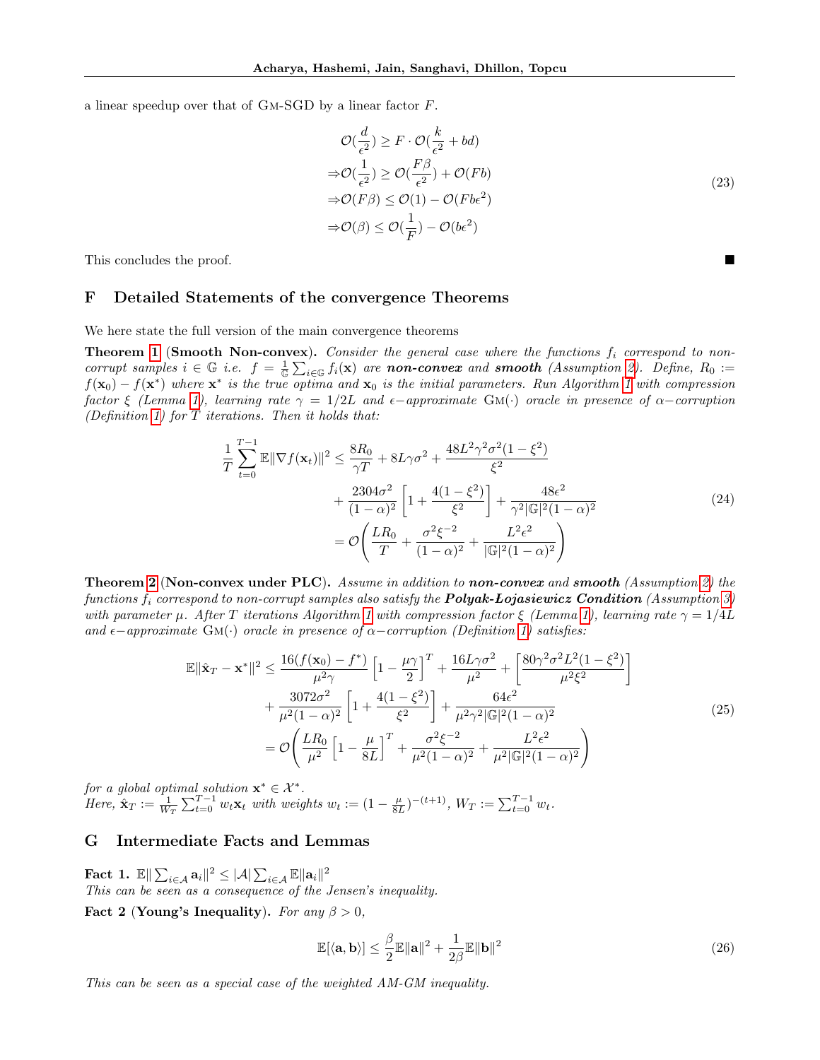a linear speedup over that of GM-SGD by a linear factor $F$.

$$
\begin{aligned}
&\mathcal{O}(\frac{d}{\epsilon^2}) \geq F \cdot \mathcal{O}(\frac{k}{\epsilon^2} + bd) \\
\Rightarrow &\mathcal{O}(\frac{1}{\epsilon^2}) \geq \mathcal{O}(\frac{F\beta}{\epsilon^2}) + \mathcal{O}(Fb) \\
\Rightarrow &\mathcal{O}(F\beta) \leq \mathcal{O}(1) - \mathcal{O}(Fb\epsilon^2) \\
\Rightarrow &\mathcal{O}(\beta) \leq \mathcal{O}(\frac{1}{F}) - \mathcal{O}(b\epsilon^2)
\end{aligned}
\tag{23}
$$

This concludes the proof. ∎

## F Detailed Statements of the convergence Theorems

We here state the full version of the main convergence theorems

**Theorem 1** (**Smooth Non-convex**). *Consider the general case where the functions $f_i$ correspond to non-corrupt samples $i \in \mathbb{G}$ i.e. $f = \frac{1}{\mathbb{G}} \sum_{i \in \mathbb{G}} f_i(\mathbf{x})$ are **non-convex** and **smooth** (Assumption 2). Define, $R_0 := f(\mathbf{x}_0) - f(\mathbf{x}^*)$ where $\mathbf{x}^*$ is the true optima and $\mathbf{x}_0$ is the initial parameters. Run Algorithm 1 with compression factor $\xi$ (Lemma 1), learning rate $\gamma = 1/2L$ and $\epsilon-$approximate $\text{GM}(\cdot)$ oracle in presence of $\alpha-$corruption (Definition 1) for $T$ iterations. Then it holds that:*

$$
\begin{aligned}
\frac{1}{T} \sum_{t=0}^{T-1} \mathbb{E}\|\nabla f(\mathbf{x}_t)\|^2 &\leq \frac{8R_0}{\gamma T} + 8L\gamma\sigma^2 + \frac{48L^2\gamma^2\sigma^2(1-\xi^2)}{\xi^2} \\
&+ \frac{2304\sigma^2}{(1-\alpha)^2}\left[1 + \frac{4(1-\xi^2)}{\xi^2}\right] + \frac{48\epsilon^2}{\gamma^2|\mathbb{G}|^2(1-\alpha)^2} \\
&= \mathcal{O}\left(\frac{LR_0}{T} + \frac{\sigma^2\xi^{-2}}{(1-\alpha)^2} + \frac{L^2\epsilon^2}{|\mathbb{G}|^2(1-\alpha)^2}\right)
\end{aligned}
\tag{24}
$$

**Theorem 2** (**Non-convex under PLC**). *Assume in addition to **non-convex** and **smooth** (Assumption 2) the functions $f_i$ correspond to non-corrupt samples also satisfy the **Polyak-Lojasiewicz Condition** (Assumption 3) with parameter $\mu$. After $T$ iterations Algorithm 1 with compression factor $\xi$ (Lemma 1), learning rate $\gamma = 1/4L$ and $\epsilon-$approximate $\text{GM}(\cdot)$ oracle in presence of $\alpha-$corruption (Definition 1) satisfies:*

$$
\begin{aligned}
\mathbb{E}\|\hat{\mathbf{x}}_T - \mathbf{x}^*\|^2 &\leq \frac{16(f(\mathbf{x}_0) - f^*)}{\mu^2\gamma}\left[1 - \frac{\mu\gamma}{2}\right]^T + \frac{16L\gamma\sigma^2}{\mu^2} + \left[\frac{80\gamma^2\sigma^2L^2(1-\xi^2)}{\mu^2\xi^2}\right] \\
&+ \frac{3072\sigma^2}{\mu^2(1-\alpha)^2}\left[1 + \frac{4(1-\xi^2)}{\xi^2}\right] + \frac{64\epsilon^2}{\mu^2\gamma^2|\mathbb{G}|^2(1-\alpha)^2} \\
&= \mathcal{O}\left(\frac{LR_0}{\mu^2}\left[1 - \frac{\mu}{8L}\right]^T + \frac{\sigma^2\xi^{-2}}{\mu^2(1-\alpha)^2} + \frac{L^2\epsilon^2}{\mu^2|\mathbb{G}|^2(1-\alpha)^2}\right)
\end{aligned}
\tag{25}
$$

*for a global optimal solution $\mathbf{x}^* \in \mathcal{X}^*$.*
*Here, $\hat{\mathbf{x}}_T := \frac{1}{W_T}\sum_{t=0}^{T-1} w_t \mathbf{x}_t$ with weights $w_t := (1 - \frac{\mu}{8L})^{-(t+1)}$, $W_T := \sum_{t=0}^{T-1} w_t$.*

## G Intermediate Facts and Lemmas

**Fact 1.** $\mathbb{E}\|\sum_{i\in\mathcal{A}} \mathbf{a}_i\|^2 \leq |\mathcal{A}| \sum_{i\in\mathcal{A}} \mathbb{E}\|\mathbf{a}_i\|^2$
*This can be seen as a consequence of the Jensen's inequality.*

**Fact 2** (**Young's Inequality**). *For any $\beta > 0$,*

$$
\mathbb{E}[\langle \mathbf{a}, \mathbf{b} \rangle] \leq \frac{\beta}{2}\mathbb{E}\|\mathbf{a}\|^2 + \frac{1}{2\beta}\mathbb{E}\|\mathbf{b}\|^2
\tag{26}
$$

*This can be seen as a special case of the weighted AM-GM inequality.*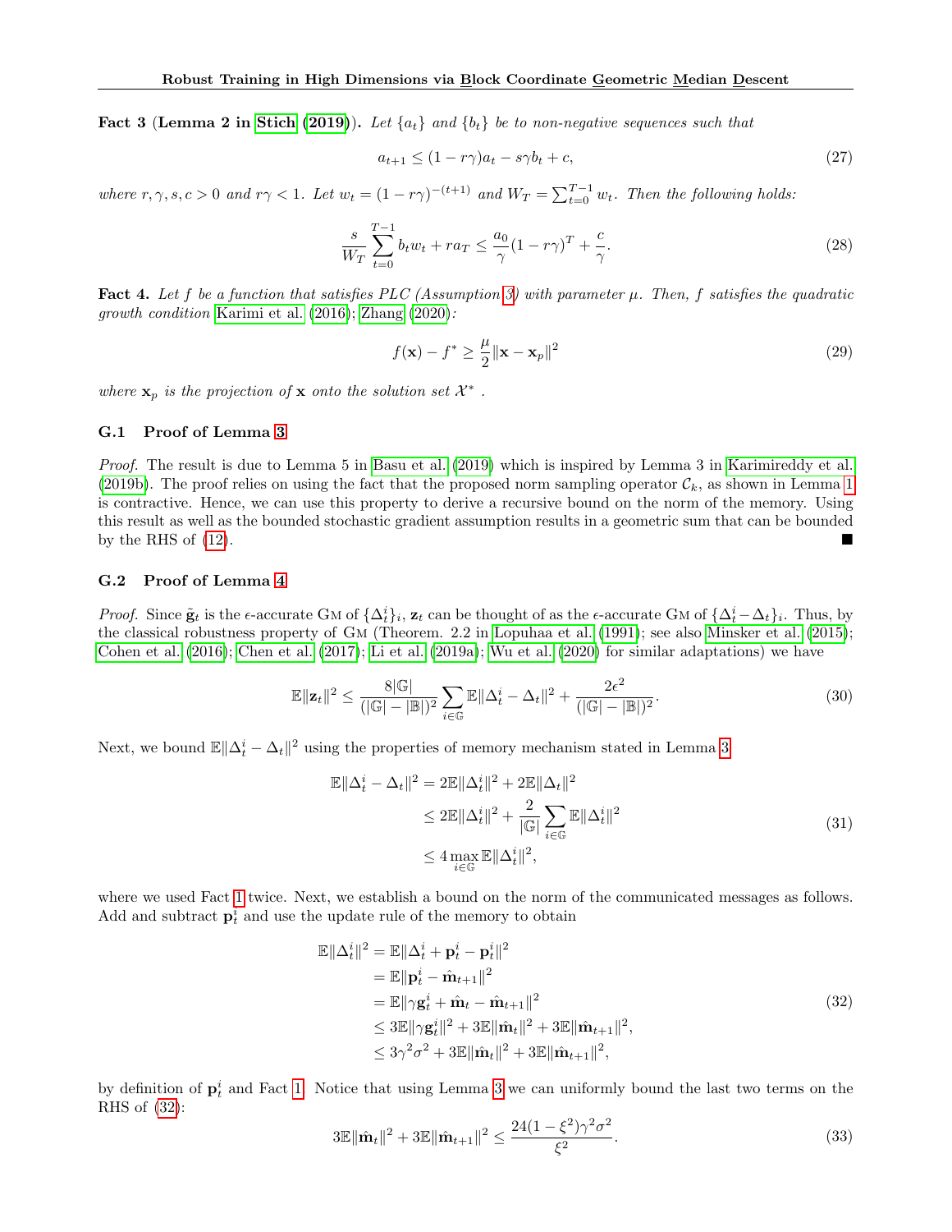**Fact 3** (**Lemma 2 in Stich (2019)**)**.** *Let $\{a_t\}$ and $\{b_t\}$ be to non-negative sequences such that*

$$a_{t+1} \leq (1 - r\gamma)a_t - s\gamma b_t + c, \tag{27}$$

*where $r, \gamma, s, c > 0$ and $r\gamma < 1$. Let $w_t = (1 - r\gamma)^{-(t+1)}$ and $W_T = \sum_{t=0}^{T-1} w_t$. Then the following holds:*

$$\frac{s}{W_T}\sum_{t=0}^{T-1} b_t w_t + r a_T \leq \frac{a_0}{\gamma}(1 - r\gamma)^T + \frac{c}{\gamma}. \tag{28}$$

**Fact 4.** *Let $f$ be a function that satisfies PLC (Assumption 3) with parameter $\mu$. Then, $f$ satisfies the quadratic growth condition* Karimi et al. (2016); Zhang (2020)*:*

$$f(\mathbf{x}) - f^* \geq \frac{\mu}{2}\|\mathbf{x} - \mathbf{x}_p\|^2 \tag{29}$$

*where $\mathbf{x}_p$ is the projection of $\mathbf{x}$ onto the solution set $\mathcal{X}^*$ .*

### G.1 Proof of Lemma 3

*Proof.* The result is due to Lemma 5 in Basu et al. (2019) which is inspired by Lemma 3 in Karimireddy et al. (2019b). The proof relies on using the fact that the proposed norm sampling operator $\mathcal{C}_k$, as shown in Lemma 1 is contractive. Hence, we can use this property to derive a recursive bound on the norm of the memory. Using this result as well as the bounded stochastic gradient assumption results in a geometric sum that can be bounded by the RHS of (12). ■

### G.2 Proof of Lemma 4

*Proof.* Since $\tilde{\mathbf{g}}_t$ is the $\epsilon$-accurate GM of $\{\Delta_t^i\}_i$, $\mathbf{z}_t$ can be thought of as the $\epsilon$-accurate GM of $\{\Delta_t^i - \Delta_t\}_i$. Thus, by the classical robustness property of GM (Theorem. 2.2 in Lopuhaa et al. (1991); see also Minsker et al. (2015); Cohen et al. (2016); Chen et al. (2017); Li et al. (2019a); Wu et al. (2020) for similar adaptations) we have

$$\mathbb{E}\|\mathbf{z}_t\|^2 \leq \frac{8|\mathbb{G}|}{(|\mathbb{G}| - |\mathbb{B}|)^2}\sum_{i\in\mathbb{G}}\mathbb{E}\|\Delta_t^i - \Delta_t\|^2 + \frac{2\epsilon^2}{(|\mathbb{G}| - |\mathbb{B}|)^2}. \tag{30}$$

Next, we bound $\mathbb{E}\|\Delta_t^i - \Delta_t\|^2$ using the properties of memory mechanism stated in Lemma 3

$$\begin{aligned}
\mathbb{E}\|\Delta_t^i - \Delta_t\|^2 &= 2\mathbb{E}\|\Delta_t^i\|^2 + 2\mathbb{E}\|\Delta_t\|^2 \\
&\leq 2\mathbb{E}\|\Delta_t^i\|^2 + \frac{2}{|\mathbb{G}|}\sum_{i\in\mathbb{G}}\mathbb{E}\|\Delta_t^i\|^2 \\
&\leq 4\max_{i\in\mathbb{G}}\mathbb{E}\|\Delta_t^i\|^2,
\end{aligned} \tag{31}$$

where we used Fact 1 twice. Next, we establish a bound on the norm of the communicated messages as follows. Add and subtract $\mathbf{p}_t^i$ and use the update rule of the memory to obtain

$$\begin{aligned}
\mathbb{E}\|\Delta_t^i\|^2 &= \mathbb{E}\|\Delta_t^i + \mathbf{p}_t^i - \mathbf{p}_t^i\|^2 \\
&= \mathbb{E}\|\mathbf{p}_t^i - \hat{\mathbf{m}}_{t+1}\|^2 \\
&= \mathbb{E}\|\gamma\mathbf{g}_t^i + \hat{\mathbf{m}}_t - \hat{\mathbf{m}}_{t+1}\|^2 \\
&\leq 3\mathbb{E}\|\gamma\mathbf{g}_t^i\|^2 + 3\mathbb{E}\|\hat{\mathbf{m}}_t\|^2 + 3\mathbb{E}\|\hat{\mathbf{m}}_{t+1}\|^2, \\
&\leq 3\gamma^2\sigma^2 + 3\mathbb{E}\|\hat{\mathbf{m}}_t\|^2 + 3\mathbb{E}\|\hat{\mathbf{m}}_{t+1}\|^2,
\end{aligned} \tag{32}$$

by definition of $\mathbf{p}_t^i$ and Fact 1. Notice that using Lemma 3 we can uniformly bound the last two terms on the RHS of (32):

$$3\mathbb{E}\|\hat{\mathbf{m}}_t\|^2 + 3\mathbb{E}\|\hat{\mathbf{m}}_{t+1}\|^2 \leq \frac{24(1-\xi^2)\gamma^2\sigma^2}{\xi^2}. \tag{33}$$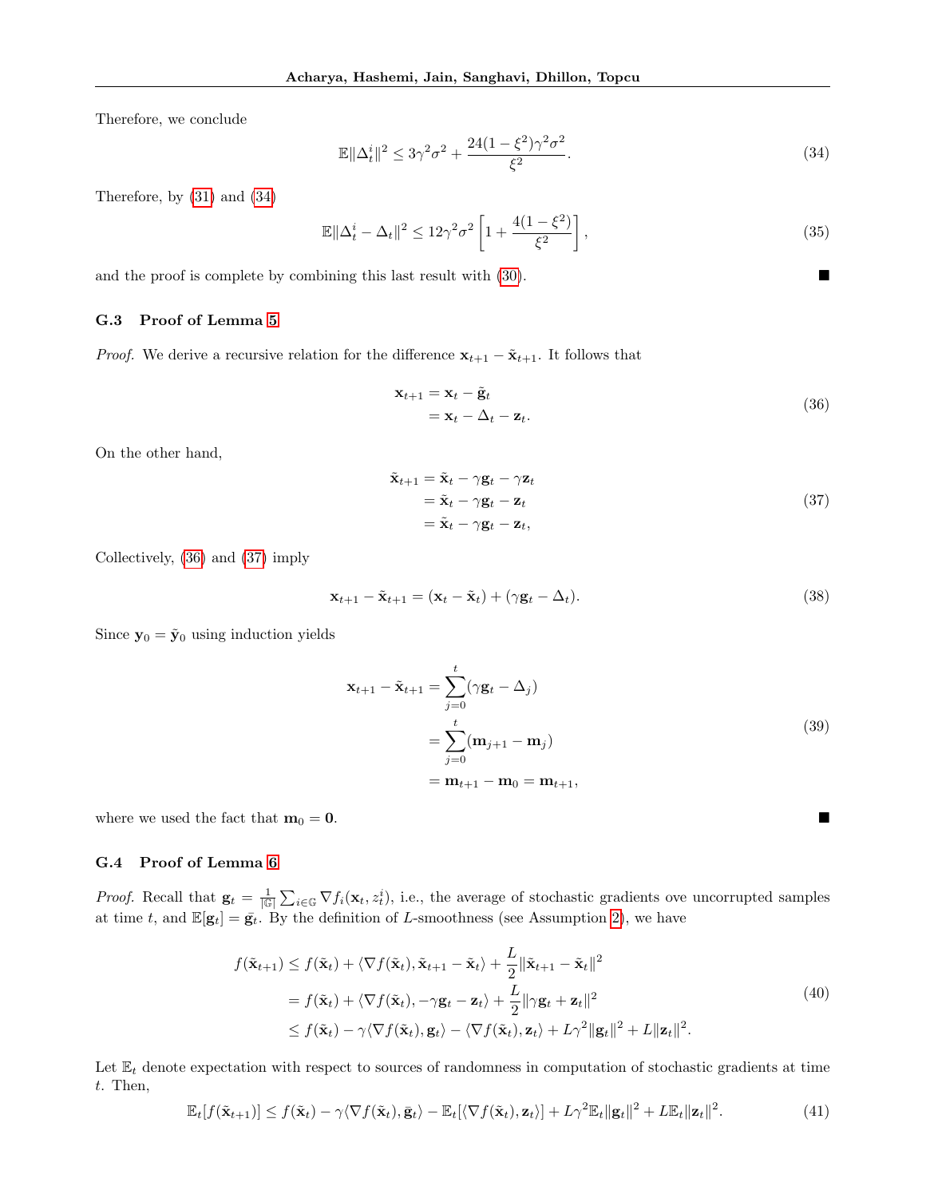Therefore, we conclude

$$
\mathbb{E}\|\Delta_t^i\|^2 \leq 3\gamma^2\sigma^2 + \frac{24(1-\xi^2)\gamma^2\sigma^2}{\xi^2}. \tag{34}
$$

Therefore, by (31) and (34)

$$
\mathbb{E}\|\Delta_t^i - \Delta_t\|^2 \leq 12\gamma^2\sigma^2\left[1 + \frac{4(1-\xi^2)}{\xi^2}\right], \tag{35}
$$

and the proof is complete by combining this last result with (30). ∎

### G.3 Proof of Lemma 5

*Proof.* We derive a recursive relation for the difference $\mathbf{x}_{t+1} - \tilde{\mathbf{x}}_{t+1}$. It follows that

$$
\begin{aligned}
\mathbf{x}_{t+1} &= \mathbf{x}_t - \tilde{\mathbf{g}}_t \\
&= \mathbf{x}_t - \Delta_t - \mathbf{z}_t.
\end{aligned} \tag{36}
$$

On the other hand,

$$
\begin{aligned}
\tilde{\mathbf{x}}_{t+1} &= \tilde{\mathbf{x}}_t - \gamma\mathbf{g}_t - \gamma\mathbf{z}_t \\
&= \tilde{\mathbf{x}}_t - \gamma\mathbf{g}_t - \mathbf{z}_t \\
&= \tilde{\mathbf{x}}_t - \gamma\mathbf{g}_t - \mathbf{z}_t,
\end{aligned} \tag{37}
$$

Collectively, (36) and (37) imply

$$
\mathbf{x}_{t+1} - \tilde{\mathbf{x}}_{t+1} = (\mathbf{x}_t - \tilde{\mathbf{x}}_t) + (\gamma\mathbf{g}_t - \Delta_t). \tag{38}
$$

Since $\mathbf{y}_0 = \tilde{\mathbf{y}}_0$ using induction yields

$$
\begin{aligned}
\mathbf{x}_{t+1} - \tilde{\mathbf{x}}_{t+1} &= \sum_{j=0}^{t}(\gamma\mathbf{g}_t - \Delta_j) \\
&= \sum_{j=0}^{t}(\mathbf{m}_{j+1} - \mathbf{m}_j) \\
&= \mathbf{m}_{t+1} - \mathbf{m}_0 = \mathbf{m}_{t+1},
\end{aligned} \tag{39}
$$

where we used the fact that $\mathbf{m}_0 = \mathbf{0}$. ∎

### G.4 Proof of Lemma 6

*Proof.* Recall that $\mathbf{g}_t = \frac{1}{|\mathbb{G}|}\sum_{i\in\mathbb{G}}\nabla f_i(\mathbf{x}_t, z_t^i)$, i.e., the average of stochastic gradients ove uncorrupted samples at time $t$, and $\mathbb{E}[\mathbf{g}_t] = \bar{\mathbf{g}}_t$. By the definition of $L$-smoothness (see Assumption 2), we have

$$
\begin{aligned}
f(\tilde{\mathbf{x}}_{t+1}) &\leq f(\tilde{\mathbf{x}}_t) + \langle\nabla f(\tilde{\mathbf{x}}_t), \tilde{\mathbf{x}}_{t+1} - \tilde{\mathbf{x}}_t\rangle + \frac{L}{2}\|\tilde{\mathbf{x}}_{t+1} - \tilde{\mathbf{x}}_t\|^2 \\
&= f(\tilde{\mathbf{x}}_t) + \langle\nabla f(\tilde{\mathbf{x}}_t), -\gamma\mathbf{g}_t - \mathbf{z}_t\rangle + \frac{L}{2}\|\gamma\mathbf{g}_t + \mathbf{z}_t\|^2 \\
&\leq f(\tilde{\mathbf{x}}_t) - \gamma\langle\nabla f(\tilde{\mathbf{x}}_t), \mathbf{g}_t\rangle - \langle\nabla f(\tilde{\mathbf{x}}_t), \mathbf{z}_t\rangle + L\gamma^2\|\mathbf{g}_t\|^2 + L\|\mathbf{z}_t\|^2.
\end{aligned} \tag{40}
$$

Let $\mathbb{E}_t$ denote expectation with respect to sources of randomness in computation of stochastic gradients at time $t$. Then,

$$
\mathbb{E}_t[f(\tilde{\mathbf{x}}_{t+1})] \leq f(\tilde{\mathbf{x}}_t) - \gamma\langle\nabla f(\tilde{\mathbf{x}}_t), \bar{\mathbf{g}}_t\rangle - \mathbb{E}_t[\langle\nabla f(\tilde{\mathbf{x}}_t), \mathbf{z}_t\rangle] + L\gamma^2\mathbb{E}_t\|\mathbf{g}_t\|^2 + L\mathbb{E}_t\|\mathbf{z}_t\|^2. \tag{41}
$$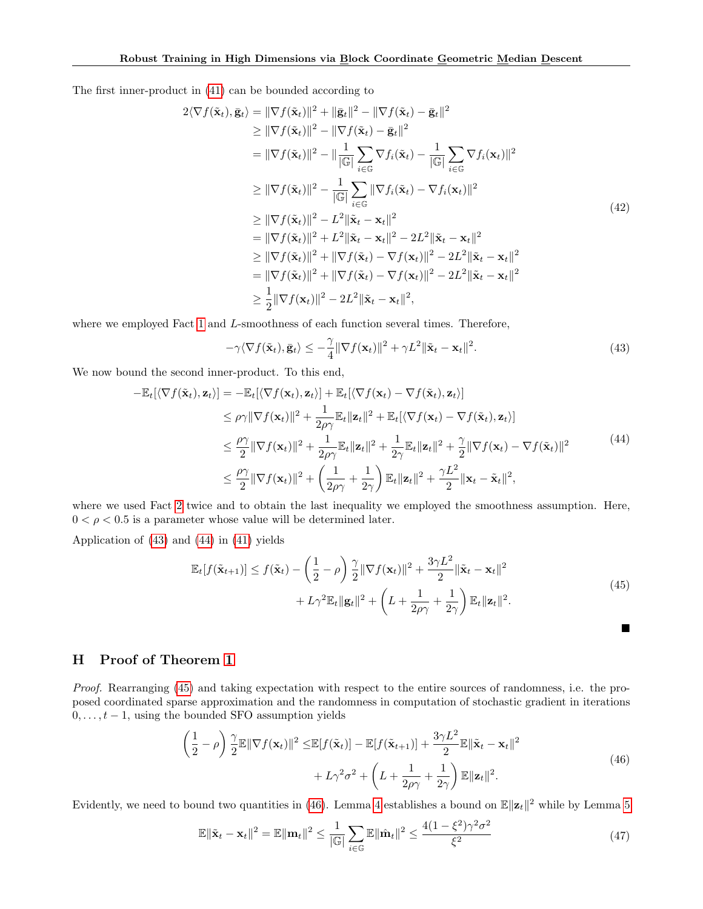The first inner-product in (41) can be bounded according to

$$
\begin{aligned}
2\langle \nabla f(\tilde{\mathbf{x}}_t), \bar{\mathbf{g}}_t\rangle &= \|\nabla f(\tilde{\mathbf{x}}_t)\|^2 + \|\bar{\mathbf{g}}_t\|^2 - \|\nabla f(\tilde{\mathbf{x}}_t) - \bar{\mathbf{g}}_t\|^2 \\
&\geq \|\nabla f(\tilde{\mathbf{x}}_t)\|^2 - \|\nabla f(\tilde{\mathbf{x}}_t) - \bar{\mathbf{g}}_t\|^2 \\
&= \|\nabla f(\tilde{\mathbf{x}}_t)\|^2 - \|\frac{1}{|\mathbb{G}|}\sum_{i\in\mathbb{G}} \nabla f_i(\tilde{\mathbf{x}}_t) - \frac{1}{|\mathbb{G}|}\sum_{i\in\mathbb{G}} \nabla f_i(\mathbf{x}_t)\|^2 \\
&\geq \|\nabla f(\tilde{\mathbf{x}}_t)\|^2 - \frac{1}{|\mathbb{G}|}\sum_{i\in\mathbb{G}} \|\nabla f_i(\tilde{\mathbf{x}}_t) - \nabla f_i(\mathbf{x}_t)\|^2 \\
&\geq \|\nabla f(\tilde{\mathbf{x}}_t)\|^2 - L^2\|\tilde{\mathbf{x}}_t - \mathbf{x}_t\|^2 \\
&= \|\nabla f(\tilde{\mathbf{x}}_t)\|^2 + L^2\|\tilde{\mathbf{x}}_t - \mathbf{x}_t\|^2 - 2L^2\|\tilde{\mathbf{x}}_t - \mathbf{x}_t\|^2 \\
&\geq \|\nabla f(\tilde{\mathbf{x}}_t)\|^2 + \|\nabla f(\tilde{\mathbf{x}}_t) - \nabla f(\mathbf{x}_t)\|^2 - 2L^2\|\tilde{\mathbf{x}}_t - \mathbf{x}_t\|^2 \\
&= \|\nabla f(\tilde{\mathbf{x}}_t)\|^2 + \|\nabla f(\tilde{\mathbf{x}}_t) - \nabla f(\mathbf{x}_t)\|^2 - 2L^2\|\tilde{\mathbf{x}}_t - \mathbf{x}_t\|^2 \\
&\geq \frac{1}{2}\|\nabla f(\mathbf{x}_t)\|^2 - 2L^2\|\tilde{\mathbf{x}}_t - \mathbf{x}_t\|^2,
\end{aligned} \tag{42}
$$

where we employed Fact 1 and $L$-smoothness of each function several times. Therefore,

$$
-\gamma\langle \nabla f(\tilde{\mathbf{x}}_t), \bar{\mathbf{g}}_t\rangle \leq -\frac{\gamma}{4}\|\nabla f(\mathbf{x}_t)\|^2 + \gamma L^2\|\tilde{\mathbf{x}}_t - \mathbf{x}_t\|^2. \tag{43}
$$

We now bound the second inner-product. To this end,

$$
\begin{aligned}
-\mathbb{E}_t[\langle \nabla f(\tilde{\mathbf{x}}_t), \mathbf{z}_t\rangle] &= -\mathbb{E}_t[\langle \nabla f(\mathbf{x}_t), \mathbf{z}_t\rangle] + \mathbb{E}_t[\langle \nabla f(\mathbf{x}_t) - \nabla f(\tilde{\mathbf{x}}_t), \mathbf{z}_t\rangle] \\
&\leq \rho\gamma\|\nabla f(\mathbf{x}_t)\|^2 + \frac{1}{2\rho\gamma}\mathbb{E}_t\|\mathbf{z}_t\|^2 + \mathbb{E}_t[\langle \nabla f(\mathbf{x}_t) - \nabla f(\tilde{\mathbf{x}}_t), \mathbf{z}_t\rangle] \\
&\leq \frac{\rho\gamma}{2}\|\nabla f(\mathbf{x}_t)\|^2 + \frac{1}{2\rho\gamma}\mathbb{E}_t\|\mathbf{z}_t\|^2 + \frac{1}{2\gamma}\mathbb{E}_t\|\mathbf{z}_t\|^2 + \frac{\gamma}{2}\|\nabla f(\mathbf{x}_t) - \nabla f(\tilde{\mathbf{x}}_t)\|^2 \\
&\leq \frac{\rho\gamma}{2}\|\nabla f(\mathbf{x}_t)\|^2 + \left(\frac{1}{2\rho\gamma} + \frac{1}{2\gamma}\right)\mathbb{E}_t\|\mathbf{z}_t\|^2 + \frac{\gamma L^2}{2}\|\mathbf{x}_t - \tilde{\mathbf{x}}_t\|^2,
\end{aligned} \tag{44}
$$

where we used Fact 2 twice and to obtain the last inequality we employed the smoothness assumption. Here, $0 < \rho < 0.5$ is a parameter whose value will be determined later.

Application of (43) and (44) in (41) yields

$$
\begin{aligned}
\mathbb{E}_t[f(\tilde{\mathbf{x}}_{t+1})] \leq f(\tilde{\mathbf{x}}_t) &- \left(\frac{1}{2} - \rho\right)\frac{\gamma}{2}\|\nabla f(\mathbf{x}_t)\|^2 + \frac{3\gamma L^2}{2}\|\tilde{\mathbf{x}}_t - \mathbf{x}_t\|^2 \\
&+ L\gamma^2\mathbb{E}_t\|\mathbf{g}_t\|^2 + \left(L + \frac{1}{2\rho\gamma} + \frac{1}{2\gamma}\right)\mathbb{E}_t\|\mathbf{z}_t\|^2.
\end{aligned} \tag{45}
$$

■

## H Proof of Theorem 1

*Proof.* Rearranging (45) and taking expectation with respect to the entire sources of randomness, i.e. the proposed coordinated sparse approximation and the randomness in computation of stochastic gradient in iterations $0, \ldots, t-1$, using the bounded SFO assumption yields

$$
\begin{aligned}
\left(\frac{1}{2} - \rho\right)\frac{\gamma}{2}\mathbb{E}\|\nabla f(\mathbf{x}_t)\|^2 \leq &\mathbb{E}[f(\tilde{\mathbf{x}}_t)] - \mathbb{E}[f(\tilde{\mathbf{x}}_{t+1})] + \frac{3\gamma L^2}{2}\mathbb{E}\|\tilde{\mathbf{x}}_t - \mathbf{x}_t\|^2 \\
&+ L\gamma^2\sigma^2 + \left(L + \frac{1}{2\rho\gamma} + \frac{1}{2\gamma}\right)\mathbb{E}\|\mathbf{z}_t\|^2.
\end{aligned} \tag{46}
$$

Evidently, we need to bound two quantities in (46). Lemma 4 establishes a bound on $\mathbb{E}\|\mathbf{z}_t\|^2$ while by Lemma 5

$$
\mathbb{E}\|\tilde{\mathbf{x}}_t - \mathbf{x}_t\|^2 = \mathbb{E}\|\mathbf{m}_t\|^2 \leq \frac{1}{|\mathbb{G}|}\sum_{i\in\mathbb{G}}\mathbb{E}\|\hat{\mathbf{m}}_t\|^2 \leq \frac{4(1-\xi^2)\gamma^2\sigma^2}{\xi^2} \tag{47}
$$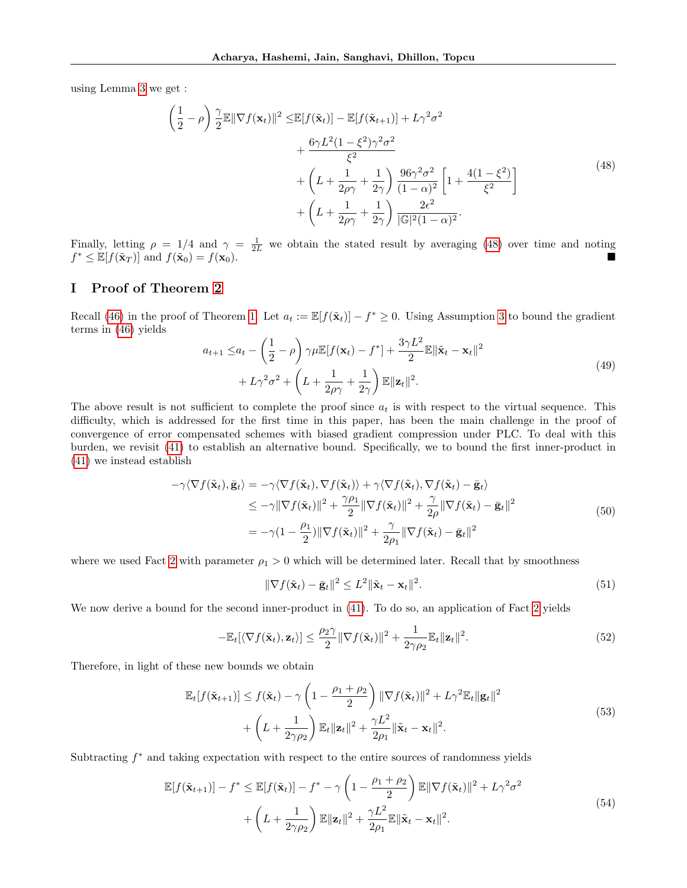using Lemma 3 we get :

$$
\begin{aligned}
\left(\frac{1}{2}-\rho\right)\frac{\gamma}{2}\mathbb{E}\|\nabla f(\mathbf{x}_t)\|^2 \leq & \mathbb{E}[f(\tilde{\mathbf{x}}_t)] - \mathbb{E}[f(\tilde{\mathbf{x}}_{t+1})] + L\gamma^2\sigma^2 \\
& + \frac{6\gamma L^2(1-\xi^2)\gamma^2\sigma^2}{\xi^2} \\
& + \left(L + \frac{1}{2\rho\gamma} + \frac{1}{2\gamma}\right)\frac{96\gamma^2\sigma^2}{(1-\alpha)^2}\left[1 + \frac{4(1-\xi^2)}{\xi^2}\right] \\
& + \left(L + \frac{1}{2\rho\gamma} + \frac{1}{2\gamma}\right)\frac{2\epsilon^2}{|\mathbb{G}|^2(1-\alpha)^2}.
\end{aligned}
\tag{48}
$$

Finally, letting $\rho = 1/4$ and $\gamma = \frac{1}{2L}$ we obtain the stated result by averaging (48) over time and noting $f^* \leq \mathbb{E}[f(\tilde{\mathbf{x}}_T)]$ and $f(\tilde{\mathbf{x}}_0) = f(\mathbf{x}_0)$. ■

# I Proof of Theorem 2

Recall (46) in the proof of Theorem 1. Let $a_t := \mathbb{E}[f(\tilde{\mathbf{x}}_t)] - f^* \geq 0$. Using Assumption 3 to bound the gradient terms in (46) yields

$$
\begin{aligned}
a_{t+1} \leq & a_t - \left(\frac{1}{2}-\rho\right)\gamma\mu\mathbb{E}[f(\mathbf{x}_t) - f^*] + \frac{3\gamma L^2}{2}\mathbb{E}\|\tilde{\mathbf{x}}_t - \mathbf{x}_t\|^2 \\
& + L\gamma^2\sigma^2 + \left(L + \frac{1}{2\rho\gamma} + \frac{1}{2\gamma}\right)\mathbb{E}\|\mathbf{z}_t\|^2.
\end{aligned}
\tag{49}
$$

The above result is not sufficient to complete the proof since $a_t$ is with respect to the virtual sequence. This difficulty, which is addressed for the first time in this paper, has been the main challenge in the proof of convergence of error compensated schemes with biased gradient compression under PLC. To deal with this burden, we revisit (41) to establish an alternative bound. Specifically, we to bound the first inner-product in (41) we instead establish

$$
\begin{aligned}
-\gamma\langle\nabla f(\tilde{\mathbf{x}}_t), \bar{\mathbf{g}}_t\rangle &= -\gamma\langle\nabla f(\tilde{\mathbf{x}}_t), \nabla f(\tilde{\mathbf{x}}_t)\rangle + \gamma\langle\nabla f(\tilde{\mathbf{x}}_t), \nabla f(\tilde{\mathbf{x}}_t) - \bar{\mathbf{g}}_t\rangle \\
&\leq -\gamma\|\nabla f(\tilde{\mathbf{x}}_t)\|^2 + \frac{\gamma\rho_1}{2}\|\nabla f(\tilde{\mathbf{x}}_t)\|^2 + \frac{\gamma}{2\rho}\|\nabla f(\tilde{\mathbf{x}}_t) - \bar{\mathbf{g}}_t\|^2 \\
&= -\gamma(1 - \frac{\rho_1}{2})\|\nabla f(\tilde{\mathbf{x}}_t)\|^2 + \frac{\gamma}{2\rho_1}\|\nabla f(\tilde{\mathbf{x}}_t) - \bar{\mathbf{g}}_t\|^2
\end{aligned}
\tag{50}
$$

where we used Fact 2 with parameter $\rho_1 > 0$ which will be determined later. Recall that by smoothness

$$
\|\nabla f(\tilde{\mathbf{x}}_t) - \bar{\mathbf{g}}_t\|^2 \leq L^2\|\tilde{\mathbf{x}}_t - \mathbf{x}_t\|^2. \tag{51}
$$

We now derive a bound for the second inner-product in (41). To do so, an application of Fact 2 yields

$$
-\mathbb{E}_t[\langle\nabla f(\tilde{\mathbf{x}}_t), \mathbf{z}_t\rangle] \leq \frac{\rho_2\gamma}{2}\|\nabla f(\tilde{\mathbf{x}}_t)\|^2 + \frac{1}{2\gamma\rho_2}\mathbb{E}_t\|\mathbf{z}_t\|^2. \tag{52}
$$

Therefore, in light of these new bounds we obtain

$$
\begin{aligned}
\mathbb{E}_t[f(\tilde{\mathbf{x}}_{t+1})] \leq & f(\tilde{\mathbf{x}}_t) - \gamma\left(1 - \frac{\rho_1+\rho_2}{2}\right)\|\nabla f(\tilde{\mathbf{x}}_t)\|^2 + L\gamma^2\mathbb{E}_t\|\mathbf{g}_t\|^2 \\
& + \left(L + \frac{1}{2\gamma\rho_2}\right)\mathbb{E}_t\|\mathbf{z}_t\|^2 + \frac{\gamma L^2}{2\rho_1}\|\tilde{\mathbf{x}}_t - \mathbf{x}_t\|^2.
\end{aligned}
\tag{53}
$$

Subtracting $f^*$ and taking expectation with respect to the entire sources of randomness yields

$$
\begin{aligned}
\mathbb{E}[f(\tilde{\mathbf{x}}_{t+1})] - f^* \leq & \mathbb{E}[f(\tilde{\mathbf{x}}_t)] - f^* - \gamma\left(1 - \frac{\rho_1+\rho_2}{2}\right)\mathbb{E}\|\nabla f(\tilde{\mathbf{x}}_t)\|^2 + L\gamma^2\sigma^2 \\
& + \left(L + \frac{1}{2\gamma\rho_2}\right)\mathbb{E}\|\mathbf{z}_t\|^2 + \frac{\gamma L^2}{2\rho_1}\mathbb{E}\|\tilde{\mathbf{x}}_t - \mathbf{x}_t\|^2.
\end{aligned}
\tag{54}
$$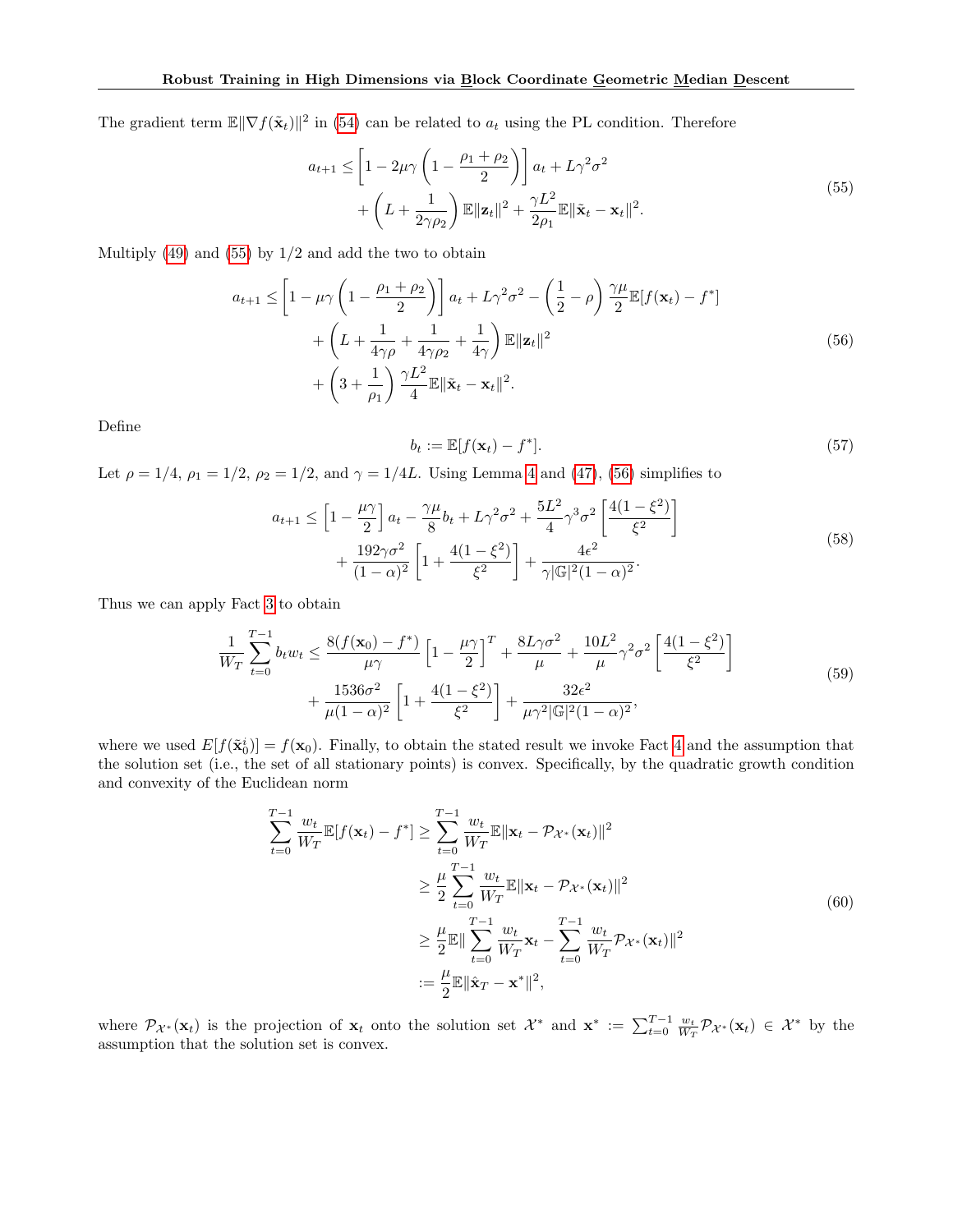The gradient term $\mathbb{E}\|\nabla f(\tilde{\mathbf{x}}_t)\|^2$ in (54) can be related to $a_t$ using the PL condition. Therefore

$$
\begin{aligned}
a_{t+1} \leq & \left[1 - 2\mu\gamma\left(1 - \frac{\rho_1 + \rho_2}{2}\right)\right] a_t + L\gamma^2\sigma^2 \\
& + \left(L + \frac{1}{2\gamma\rho_2}\right)\mathbb{E}\|\mathbf{z}_t\|^2 + \frac{\gamma L^2}{2\rho_1}\mathbb{E}\|\tilde{\mathbf{x}}_t - \mathbf{x}_t\|^2.
\end{aligned} \tag{55}
$$

Multiply (49) and (55) by 1/2 and add the two to obtain

$$
\begin{aligned}
a_{t+1} \leq & \left[1 - \mu\gamma\left(1 - \frac{\rho_1 + \rho_2}{2}\right)\right] a_t + L\gamma^2\sigma^2 - \left(\frac{1}{2} - \rho\right)\frac{\gamma\mu}{2}\mathbb{E}[f(\mathbf{x}_t) - f^*] \\
& + \left(L + \frac{1}{4\gamma\rho} + \frac{1}{4\gamma\rho_2} + \frac{1}{4\gamma}\right)\mathbb{E}\|\mathbf{z}_t\|^2 \\
& + \left(3 + \frac{1}{\rho_1}\right)\frac{\gamma L^2}{4}\mathbb{E}\|\tilde{\mathbf{x}}_t - \mathbf{x}_t\|^2.
\end{aligned} \tag{56}
$$

Define

$$
b_t := \mathbb{E}[f(\mathbf{x}_t) - f^*]. \tag{57}
$$

Let $\rho = 1/4$, $\rho_1 = 1/2$, $\rho_2 = 1/2$, and $\gamma = 1/4L$. Using Lemma 4 and (47), (56) simplifies to

$$
\begin{aligned}
a_{t+1} \leq & \left[1 - \frac{\mu\gamma}{2}\right] a_t - \frac{\gamma\mu}{8} b_t + L\gamma^2\sigma^2 + \frac{5L^2}{4}\gamma^3\sigma^2\left[\frac{4(1-\xi^2)}{\xi^2}\right] \\
& + \frac{192\gamma\sigma^2}{(1-\alpha)^2}\left[1 + \frac{4(1-\xi^2)}{\xi^2}\right] + \frac{4\epsilon^2}{\gamma|\mathbb{G}|^2(1-\alpha)^2}.
\end{aligned} \tag{58}
$$

Thus we can apply Fact 3 to obtain

$$
\begin{aligned}
\frac{1}{W_T}\sum_{t=0}^{T-1} b_t w_t \leq & \frac{8(f(\mathbf{x}_0) - f^*)}{\mu\gamma}\left[1 - \frac{\mu\gamma}{2}\right]^T + \frac{8L\gamma\sigma^2}{\mu} + \frac{10L^2}{\mu}\gamma^2\sigma^2\left[\frac{4(1-\xi^2)}{\xi^2}\right] \\
& + \frac{1536\sigma^2}{\mu(1-\alpha)^2}\left[1 + \frac{4(1-\xi^2)}{\xi^2}\right] + \frac{32\epsilon^2}{\mu\gamma^2|\mathbb{G}|^2(1-\alpha)^2},
\end{aligned} \tag{59}
$$

where we used $E[f(\tilde{\mathbf{x}}_0^i)] = f(\mathbf{x}_0)$. Finally, to obtain the stated result we invoke Fact 4 and the assumption that the solution set (i.e., the set of all stationary points) is convex. Specifically, by the quadratic growth condition and convexity of the Euclidean norm

$$
\begin{aligned}
\sum_{t=0}^{T-1}\frac{w_t}{W_T}\mathbb{E}[f(\mathbf{x}_t) - f^*] & \geq \sum_{t=0}^{T-1}\frac{w_t}{W_T}\mathbb{E}\|\mathbf{x}_t - \mathcal{P}_{\mathcal{X}^*}(\mathbf{x}_t)\|^2 \\
& \geq \frac{\mu}{2}\sum_{t=0}^{T-1}\frac{w_t}{W_T}\mathbb{E}\|\mathbf{x}_t - \mathcal{P}_{\mathcal{X}^*}(\mathbf{x}_t)\|^2 \\
& \geq \frac{\mu}{2}\mathbb{E}\|\sum_{t=0}^{T-1}\frac{w_t}{W_T}\mathbf{x}_t - \sum_{t=0}^{T-1}\frac{w_t}{W_T}\mathcal{P}_{\mathcal{X}^*}(\mathbf{x}_t)\|^2 \\
& := \frac{\mu}{2}\mathbb{E}\|\hat{\mathbf{x}}_T - \mathbf{x}^*\|^2,
\end{aligned} \tag{60}
$$

where $\mathcal{P}_{\mathcal{X}^*}(\mathbf{x}_t)$ is the projection of $\mathbf{x}_t$ onto the solution set $\mathcal{X}^*$ and $\mathbf{x}^* := \sum_{t=0}^{T-1}\frac{w_t}{W_T}\mathcal{P}_{\mathcal{X}^*}(\mathbf{x}_t) \in \mathcal{X}^*$ by the assumption that the solution set is convex.